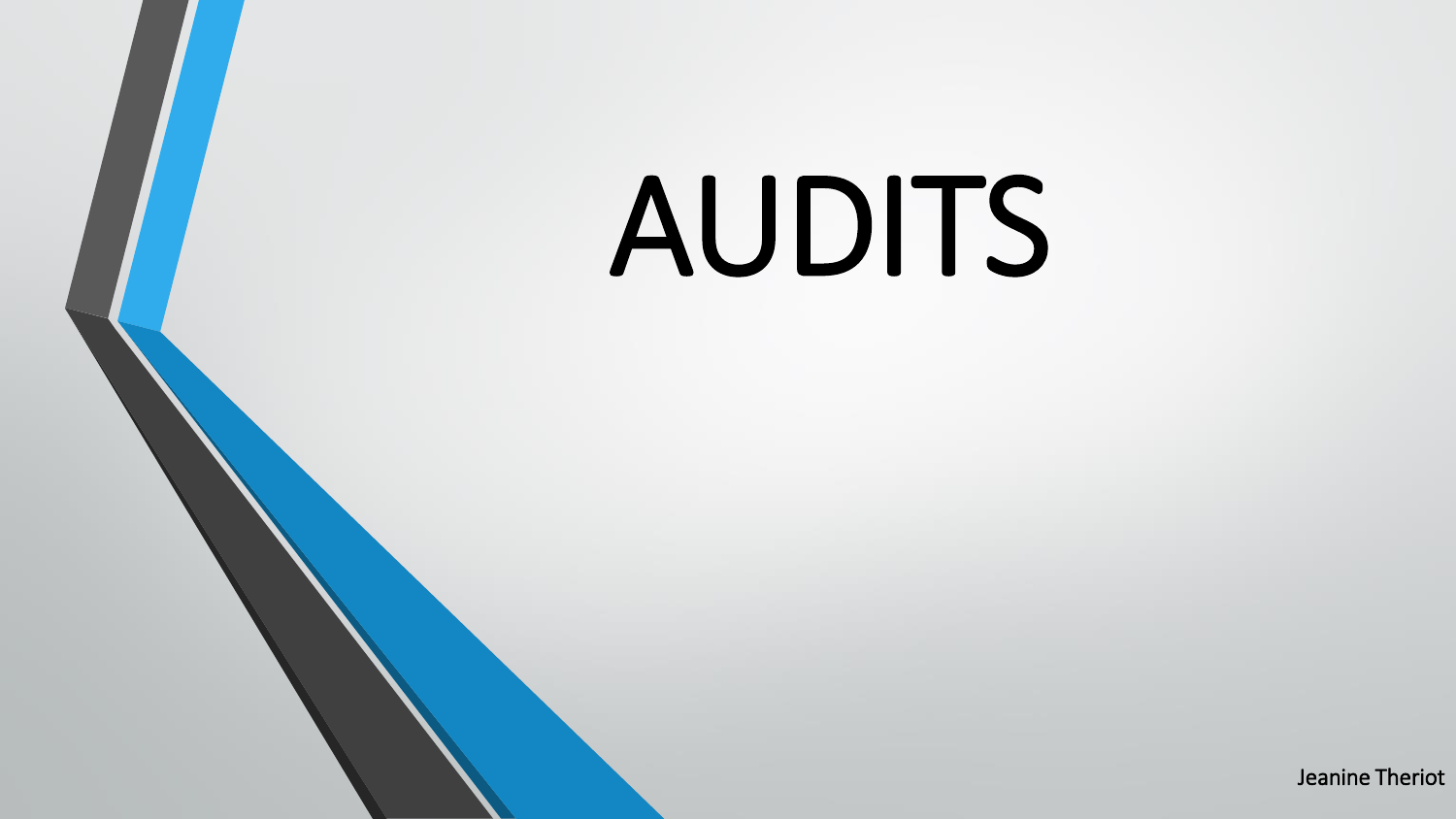# AUDITS

Jeanine Theriot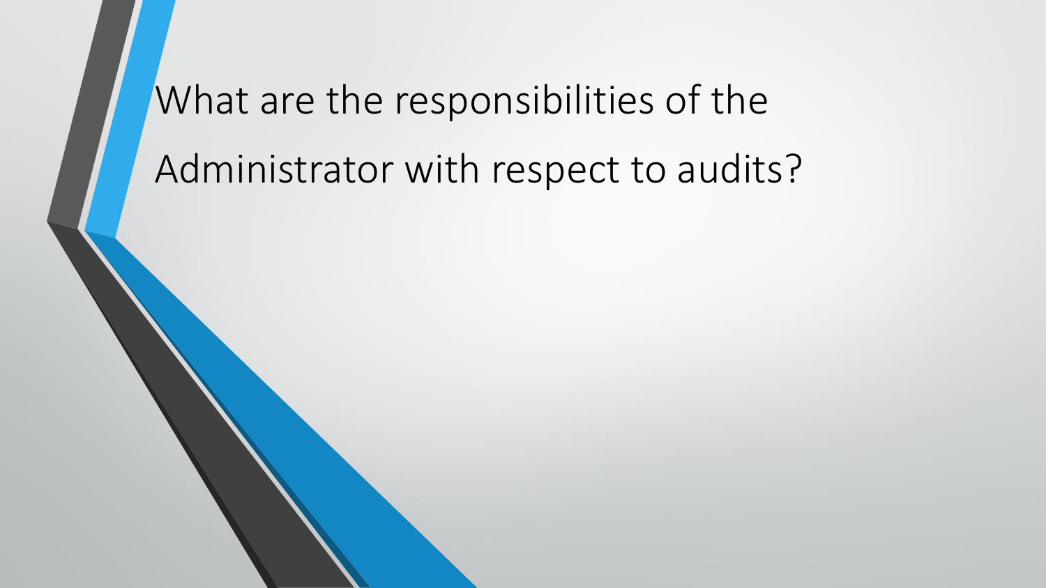# What are the responsibilities of the Administrator with respect to audits?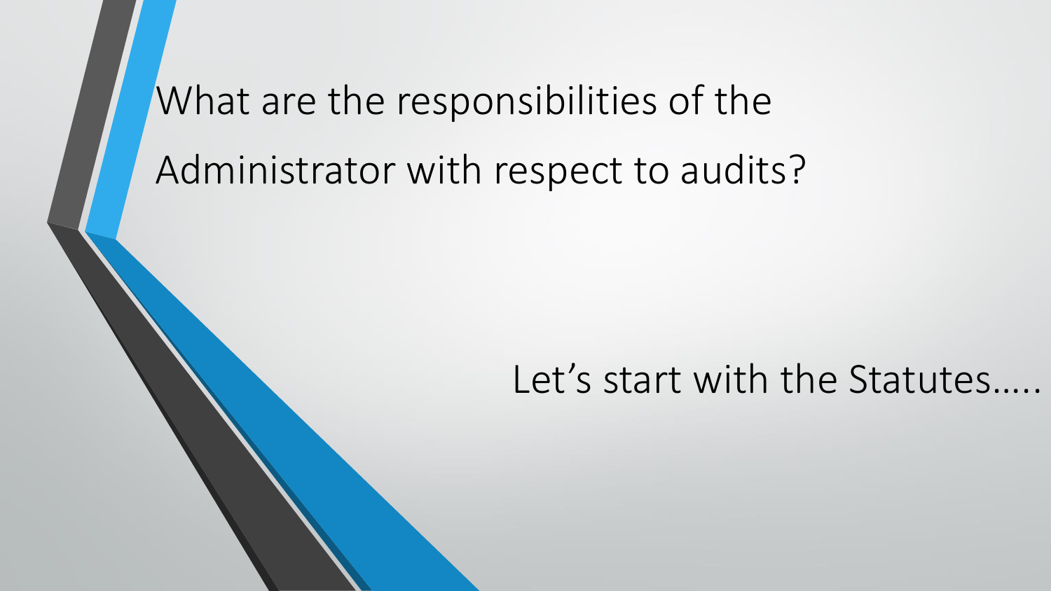# What are the responsibilities of the Administrator with respect to audits?

Let's start with the Statutes.....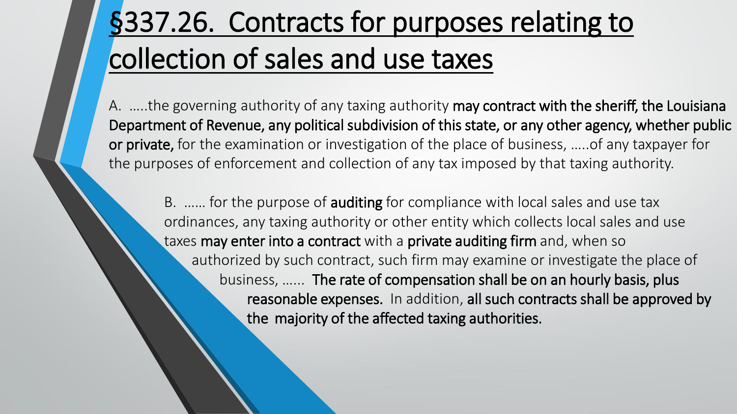# §337.26. Contracts for purposes relating to collection of sales and use taxes

A. .....the governing authority of any taxing authority **may contract with the sheriff, the Louisiana Department of Revenue, any political subdivision of this state, or any other agency, whether public or private,** for the examination or investigation of the place of business, .....of any taxpayer for the purposes of enforcement and collection of any tax imposed by that taxing authority.

B. …… for the purpose of **auditing** for compliance with local sales and use tax ordinances, any taxing authority or other entity which collects local sales and use taxes **may enter into a contract** with a **private auditing firm** and, when so authorized by such contract, such firm may examine or investigate the place of business, …… **The rate of compensation shall be on an hourly basis, plus reasonable expenses.** In addition, **all such contracts shall be approved by the majority of the affected taxing authorities.**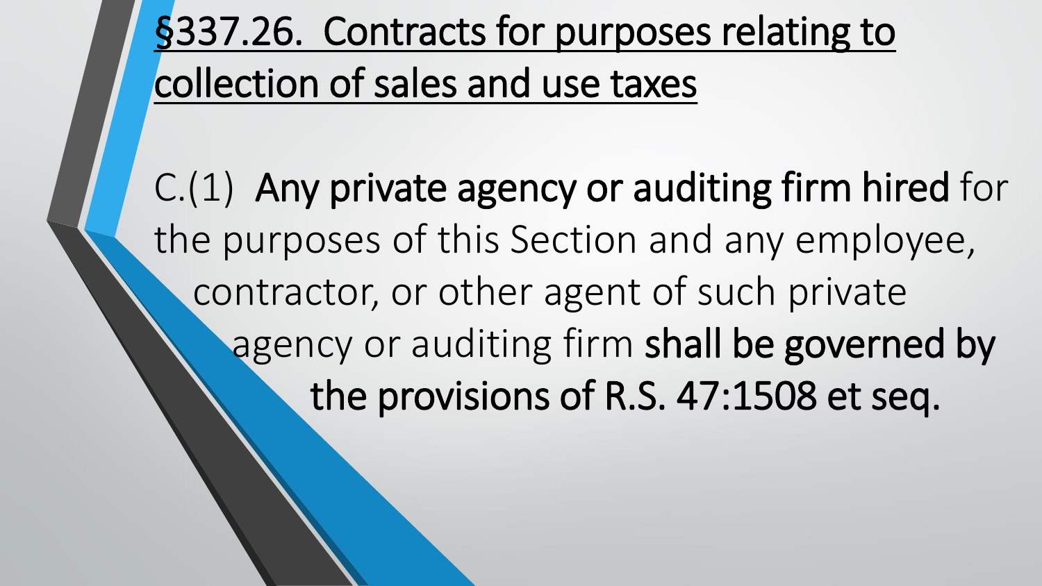# §337.26. Contracts for purposes relating to collection of sales and use taxes

C.(1) **Any private agency or auditing firm hired** for the purposes of this Section and any employee, contractor, or other agent of such private agency or auditing firm **shall be governed by the provisions of R.S. 47:1508 et seq.**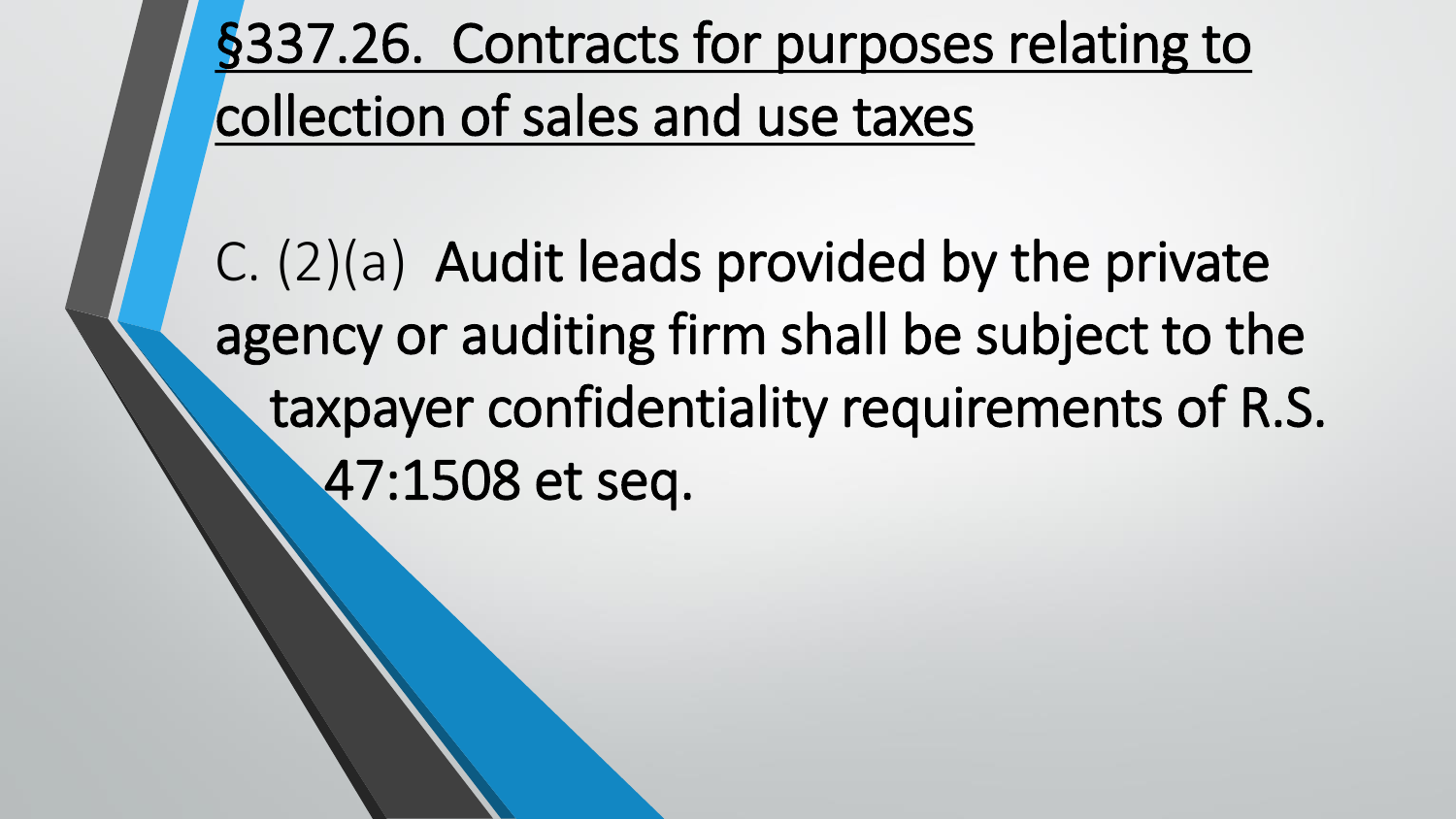# §337.26. Contracts for purposes relating to collection of sales and use taxes

C. (2)(a) Audit leads provided by the private agency or auditing firm shall be subject to the taxpayer confidentiality requirements of R.S. 47:1508 et seq.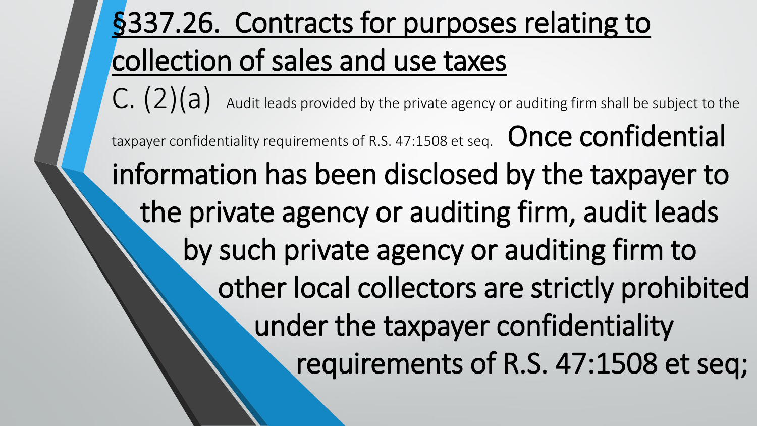# §337.26. Contracts for purposes relating to collection of sales and use taxes

C. (2)(a) Audit leads provided by the private agency or auditing firm shall be subject to the taxpayer confidentiality requirements of R.S. 47:1508 et seq. Once confidential information has been disclosed by the taxpayer to the private agency or auditing firm, audit leads by such private agency or auditing firm to other local collectors are strictly prohibited under the taxpayer confidentiality requirements of R.S. 47:1508 et seq;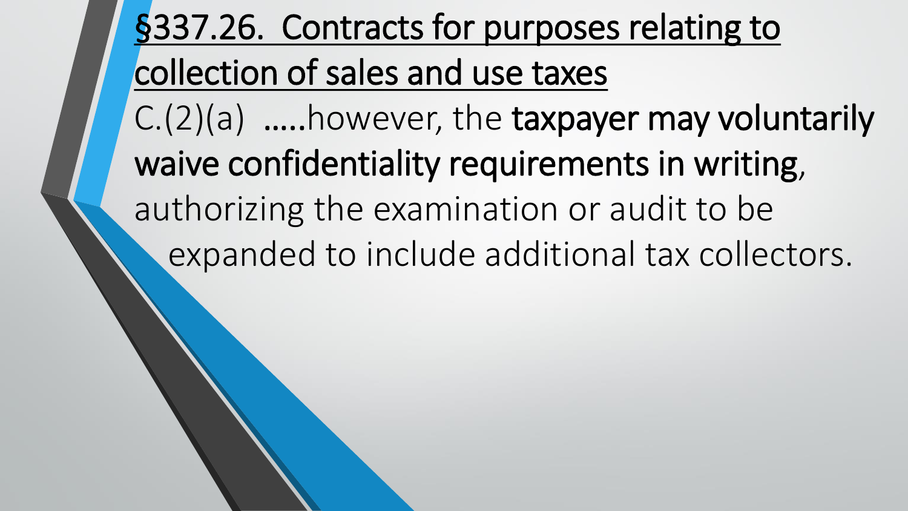# §337.26. Contracts for purposes relating to collection of sales and use taxes

C.(2)(a) .....however, the **taxpayer may voluntarily waive confidentiality requirements in writing**, authorizing the examination or audit to be expanded to include additional tax collectors.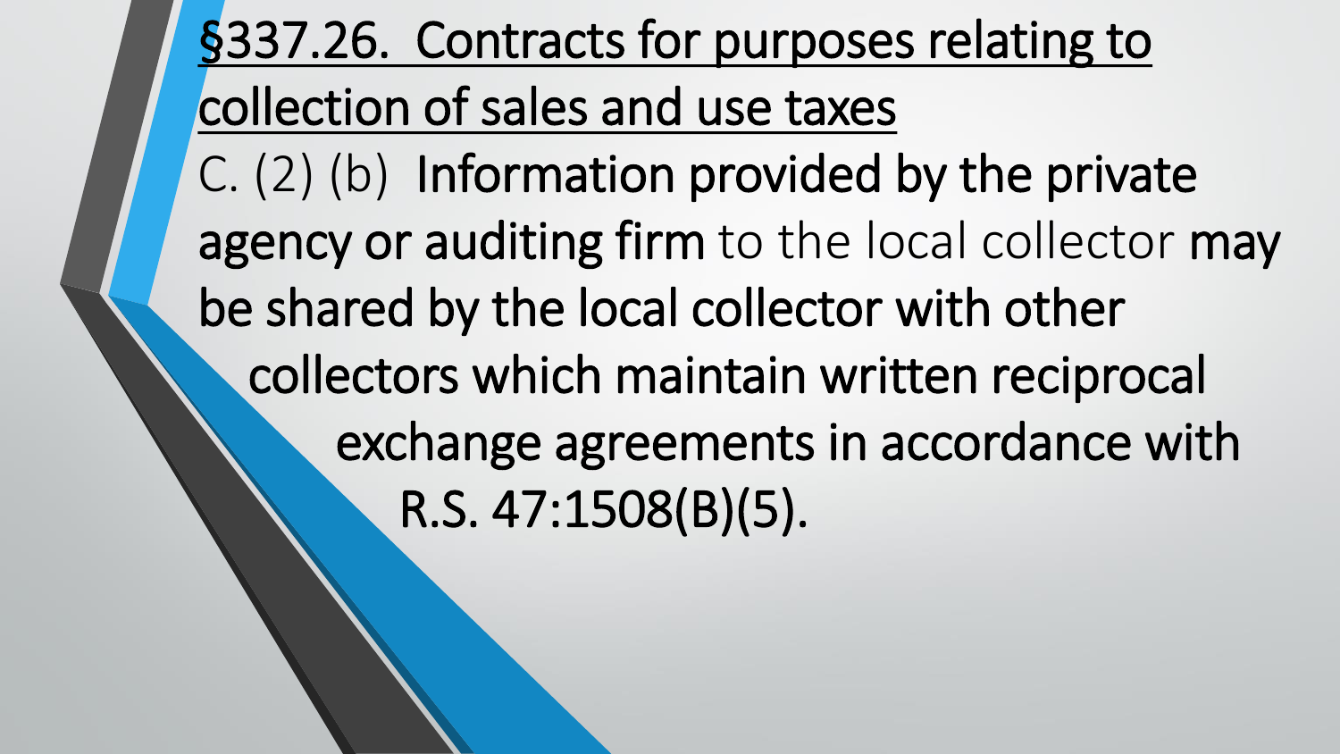# §337.26. Contracts for purposes relating to collection of sales and use taxes

C. (2) (b) **Information provided by the private agency or auditing firm** to the local collector **may be shared by the local collector with other collectors which maintain written reciprocal exchange agreements in accordance with R.S. 47:1508(B)(5).**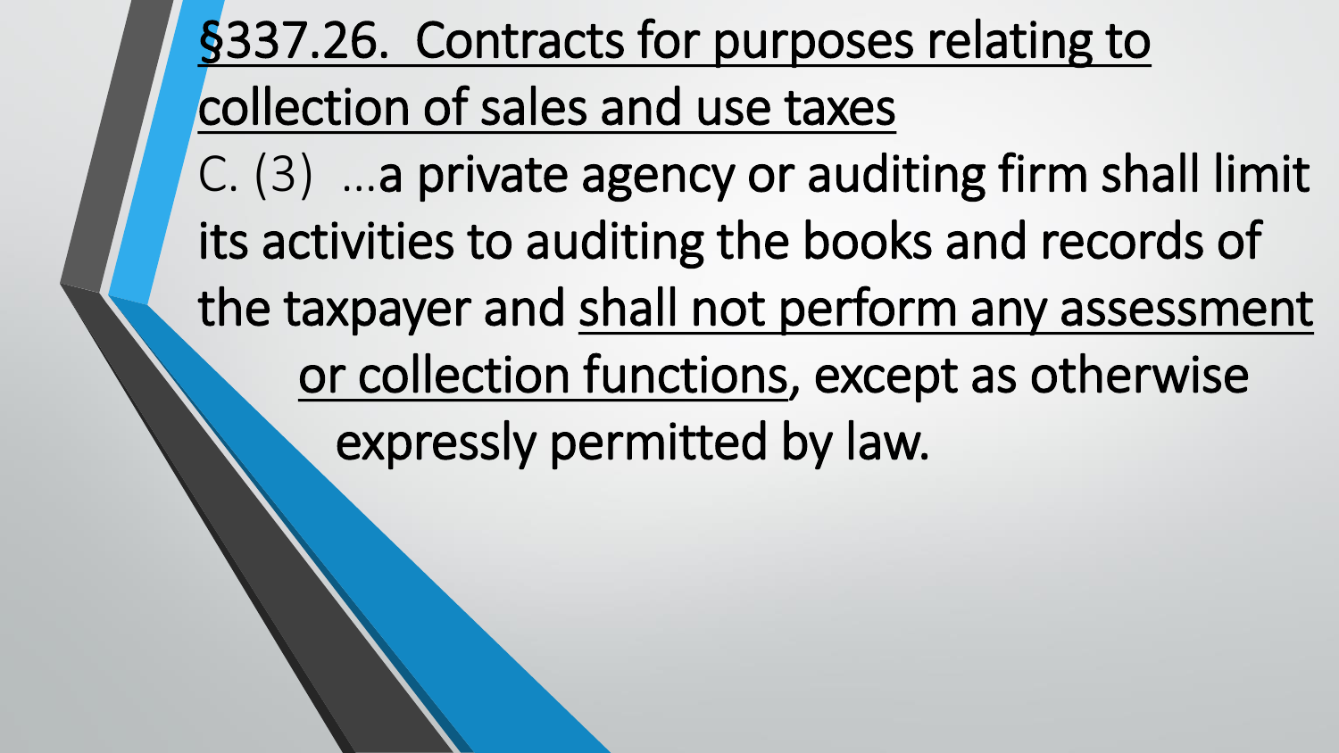# <u>§337.26. Contracts for purposes relating to collection of sales and use taxes</u>

C. (3) …a private agency or auditing firm shall limit its activities to auditing the books and records of the taxpayer and <u>shall not perform any assessment or collection functions</u>, except as otherwise expressly permitted by law.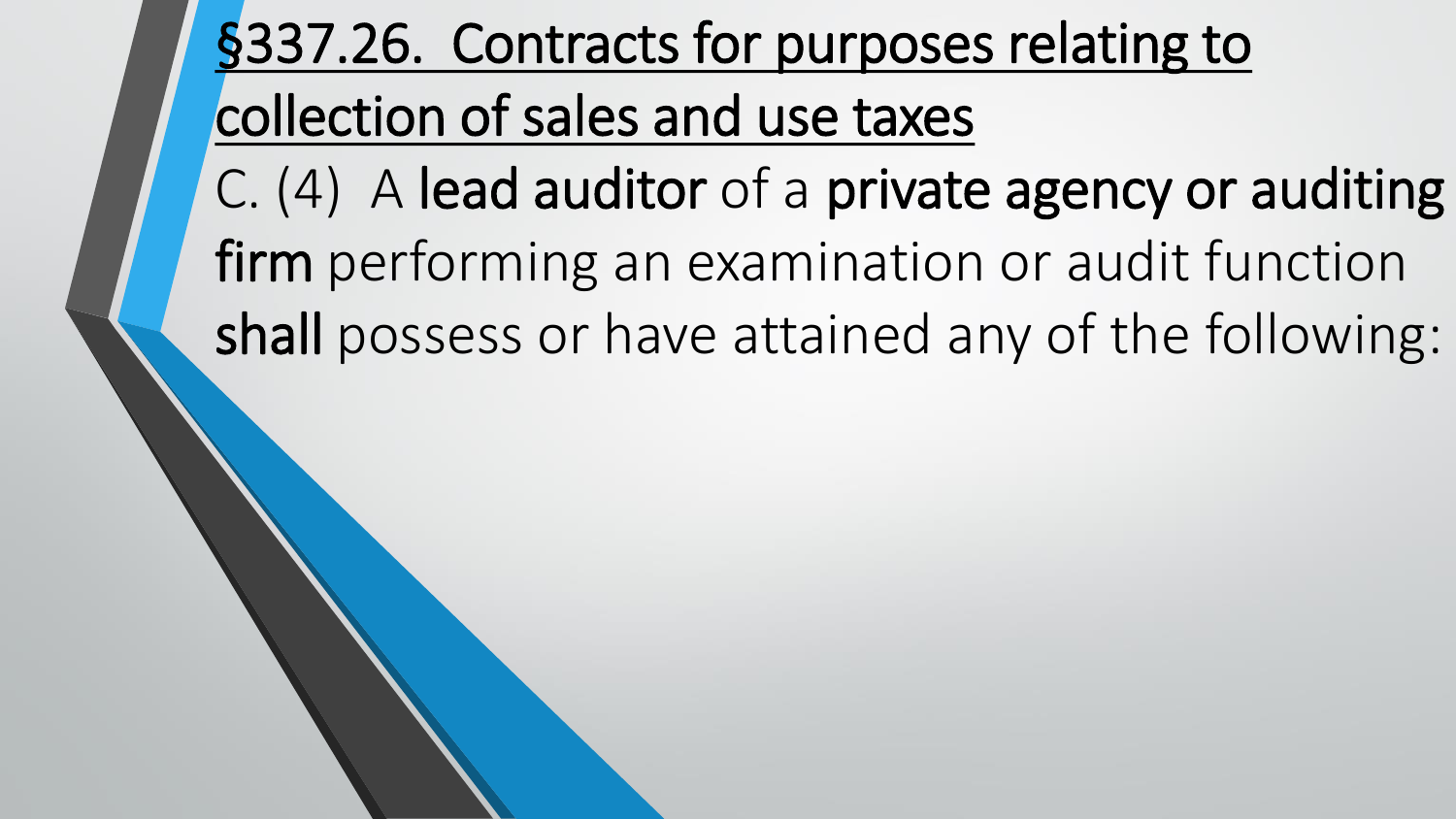# §337.26. Contracts for purposes relating to collection of sales and use taxes

C. (4) A **lead auditor** of a **private agency or auditing firm** performing an examination or audit function **shall** possess or have attained any of the following: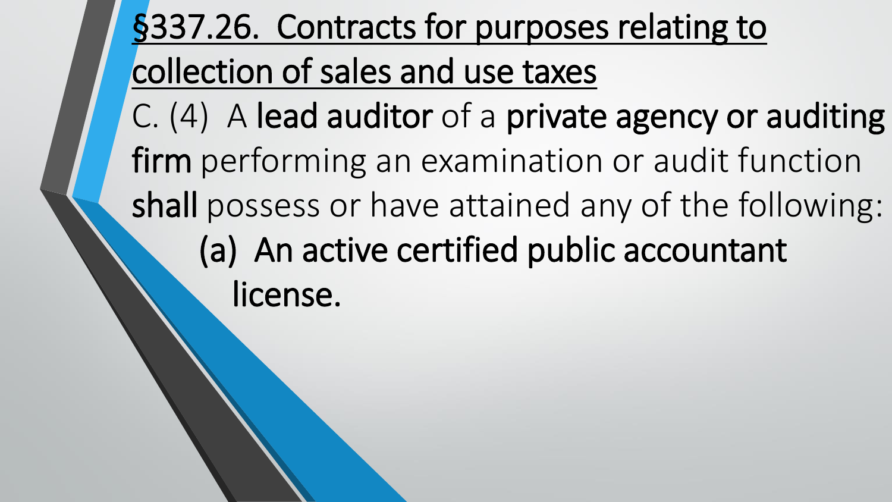## §337.26. Contracts for purposes relating to collection of sales and use taxes

C. (4) A **lead auditor** of a **private agency or auditing firm** performing an examination or audit function **shall** possess or have attained any of the following:

**(a) An active certified public accountant license.**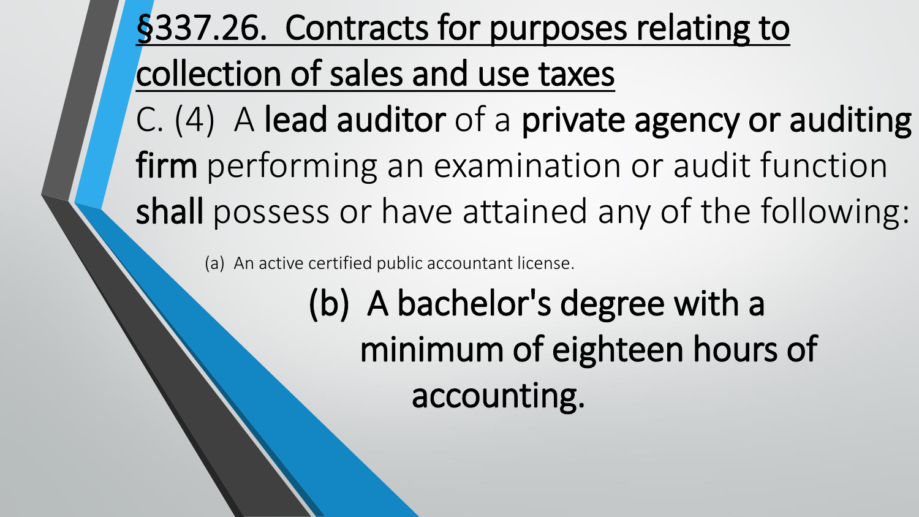# §337.26. Contracts for purposes relating to collection of sales and use taxes

C. (4) A **lead auditor** of a **private agency or auditing firm** performing an examination or audit function **shall** possess or have attained any of the following:

(a) An active certified public accountant license.

(b) A bachelor's degree with a minimum of eighteen hours of accounting.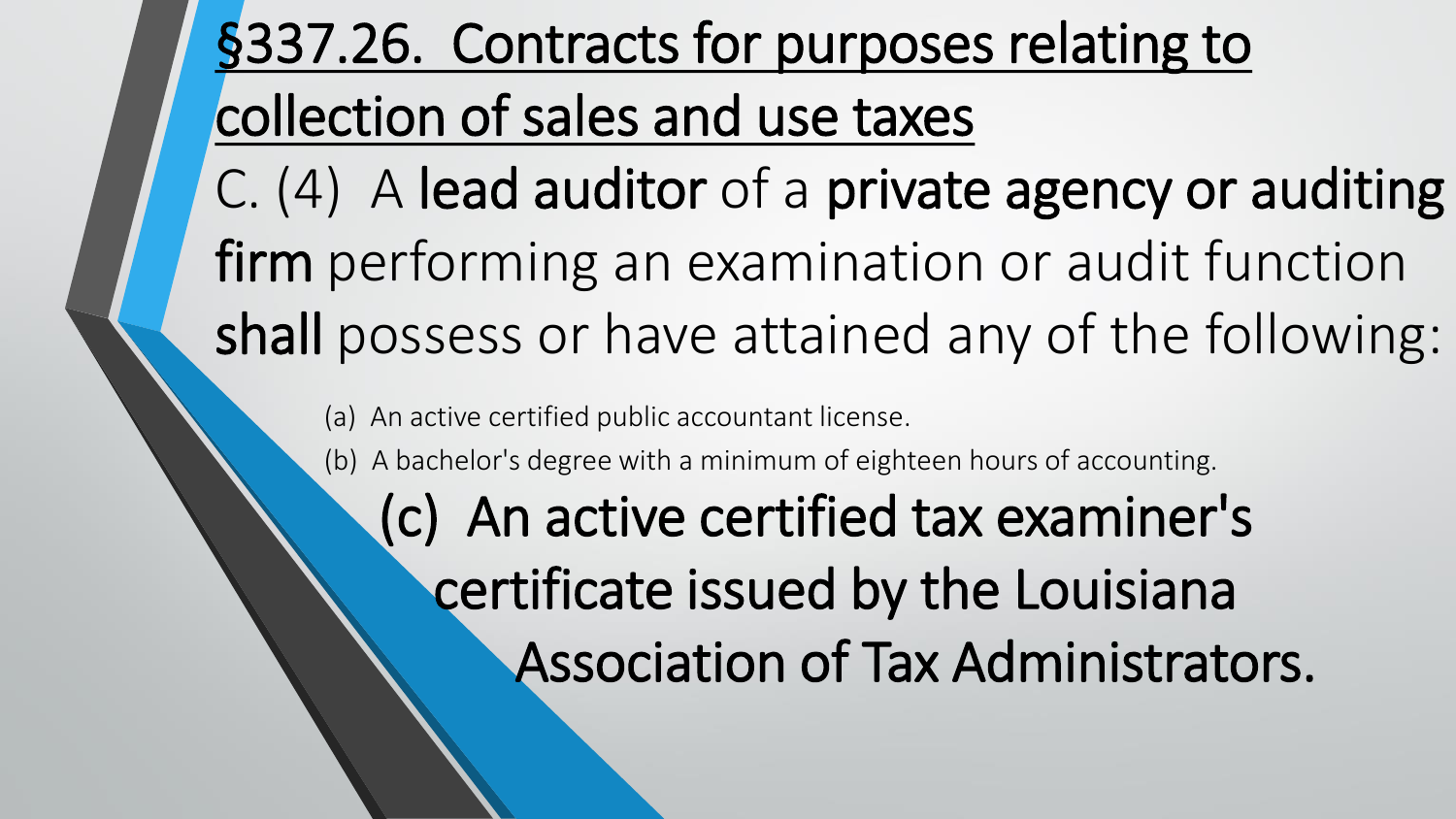# §337.26. Contracts for purposes relating to collection of sales and use taxes

C. (4) A **lead auditor** of a **private agency or auditing firm** performing an examination or audit function **shall** possess or have attained any of the following:

(a) An active certified public accountant license.

(b) A bachelor's degree with a minimum of eighteen hours of accounting.

(c) An active certified tax examiner's certificate issued by the Louisiana Association of Tax Administrators.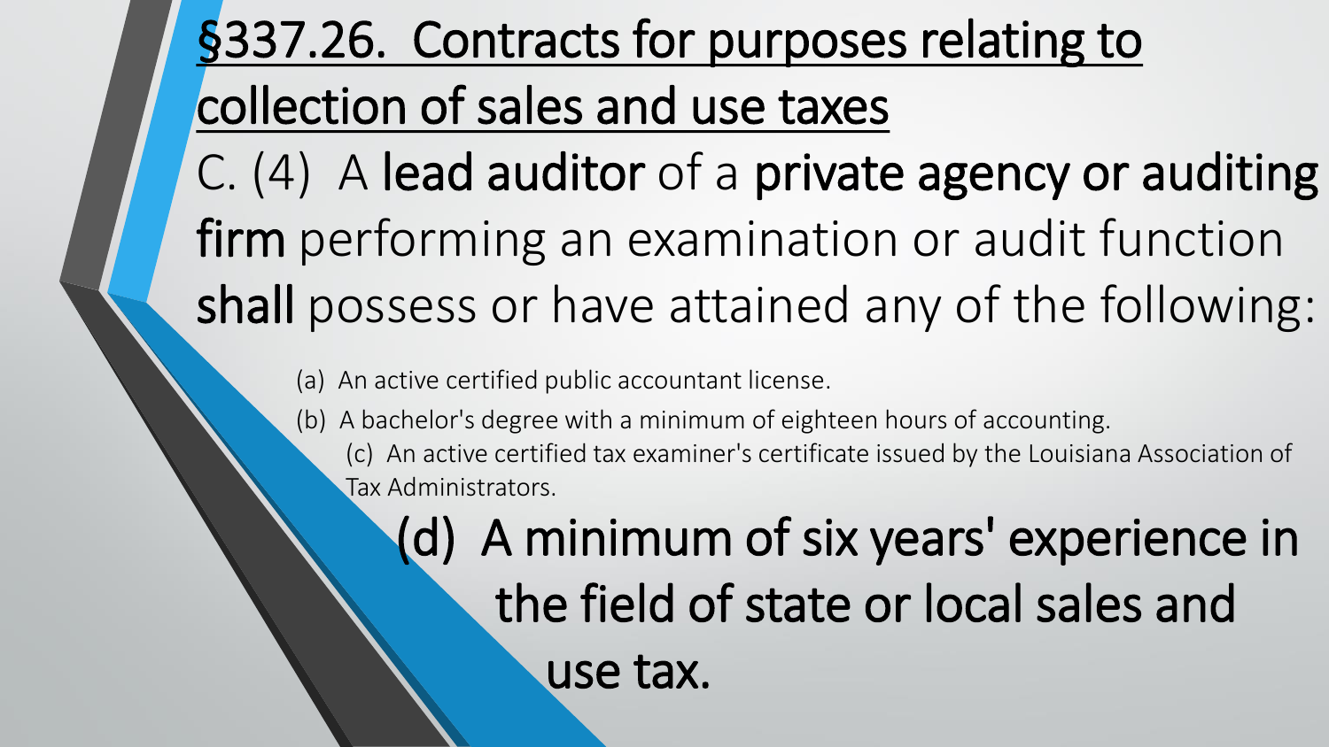# §337.26. Contracts for purposes relating to collection of sales and use taxes

C. (4) A **lead auditor** of a **private agency or auditing firm** performing an examination or audit function **shall** possess or have attained any of the following:

(a) An active certified public accountant license.

(b) A bachelor's degree with a minimum of eighteen hours of accounting.

(c) An active certified tax examiner's certificate issued by the Louisiana Association of Tax Administrators.

(d) A minimum of six years' experience in the field of state or local sales and use tax.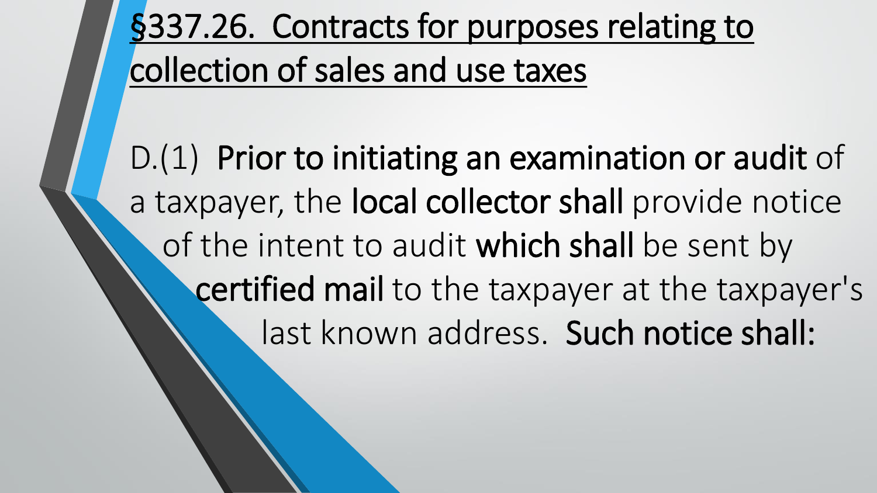# §337.26. Contracts for purposes relating to collection of sales and use taxes

D.(1) **Prior to initiating an examination or audit** of a taxpayer, the **local collector shall** provide notice of the intent to audit **which shall** be sent by **certified mail** to the taxpayer at the taxpayer's last known address. **Such notice shall:**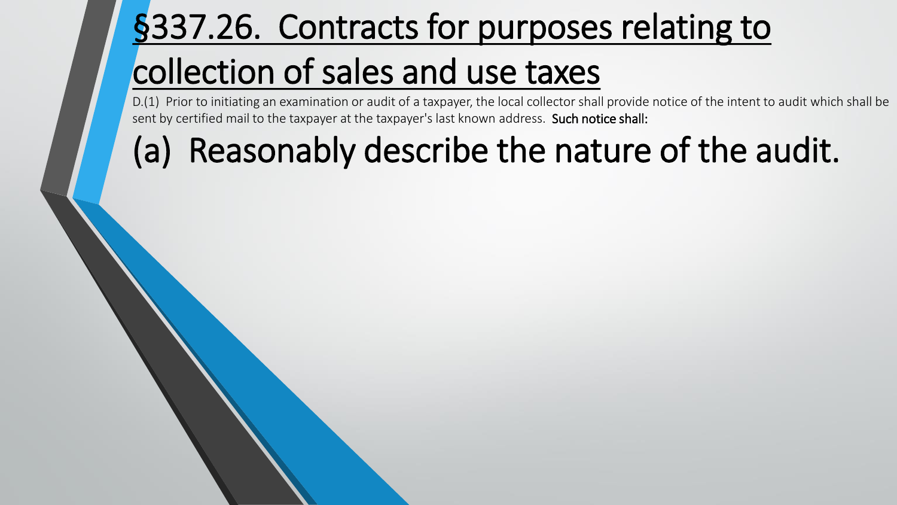# §337.26. Contracts for purposes relating to collection of sales and use taxes

D.(1) Prior to initiating an examination or audit of a taxpayer, the local collector shall provide notice of the intent to audit which shall be sent by certified mail to the taxpayer at the taxpayer's last known address. **Such notice shall:**

## (a) Reasonably describe the nature of the audit.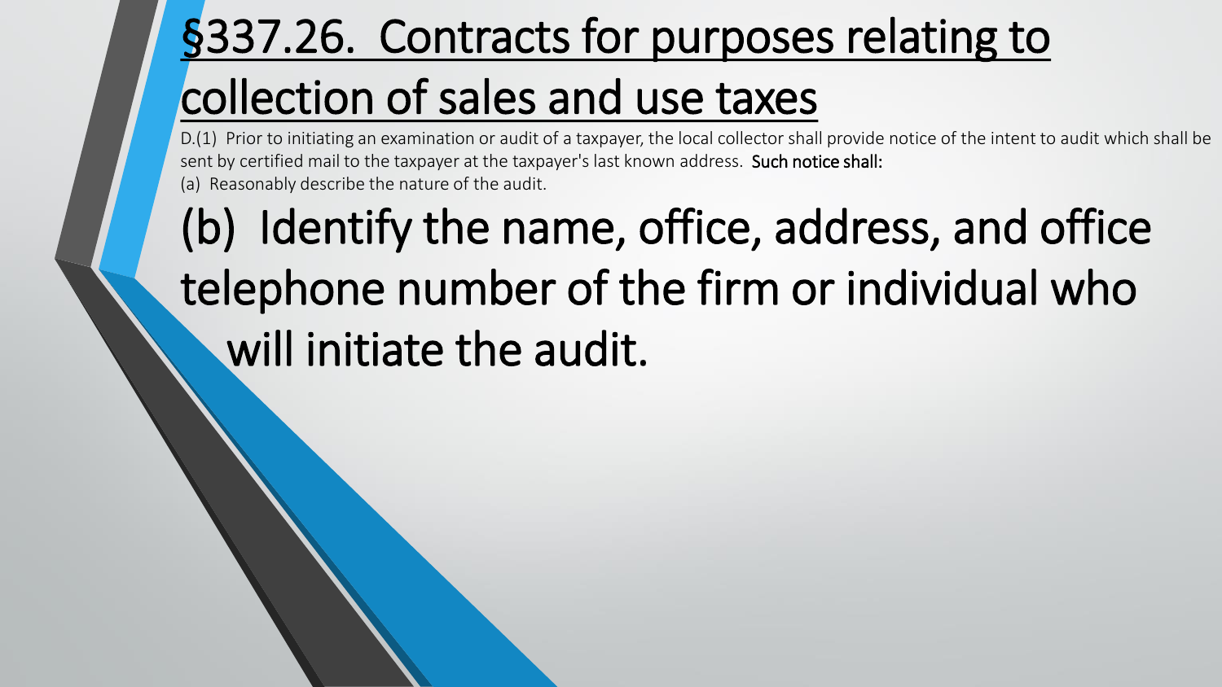# §337.26. Contracts for purposes relating to collection of sales and use taxes

D.(1) Prior to initiating an examination or audit of a taxpayer, the local collector shall provide notice of the intent to audit which shall be sent by certified mail to the taxpayer at the taxpayer's last known address. **Such notice shall:**

(a) Reasonably describe the nature of the audit.

## (b) Identify the name, office, address, and office telephone number of the firm or individual who will initiate the audit.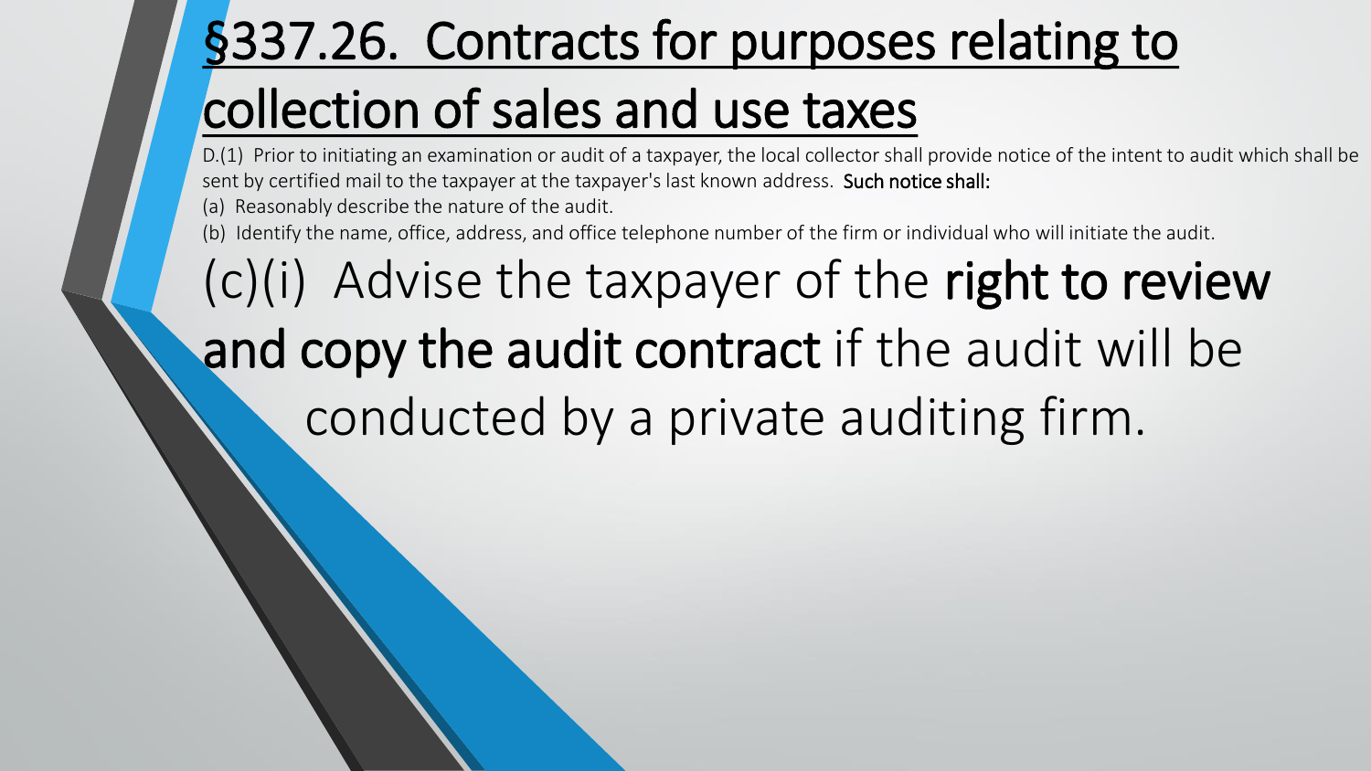# §337.26. Contracts for purposes relating to collection of sales and use taxes

D.(1) Prior to initiating an examination or audit of a taxpayer, the local collector shall provide notice of the intent to audit which shall be sent by certified mail to the taxpayer at the taxpayer's last known address. **Such notice shall:**

(a) Reasonably describe the nature of the audit.

(b) Identify the name, office, address, and office telephone number of the firm or individual who will initiate the audit.

(c)(i) Advise the taxpayer of the **right to review and copy the audit contract** if the audit will be conducted by a private auditing firm.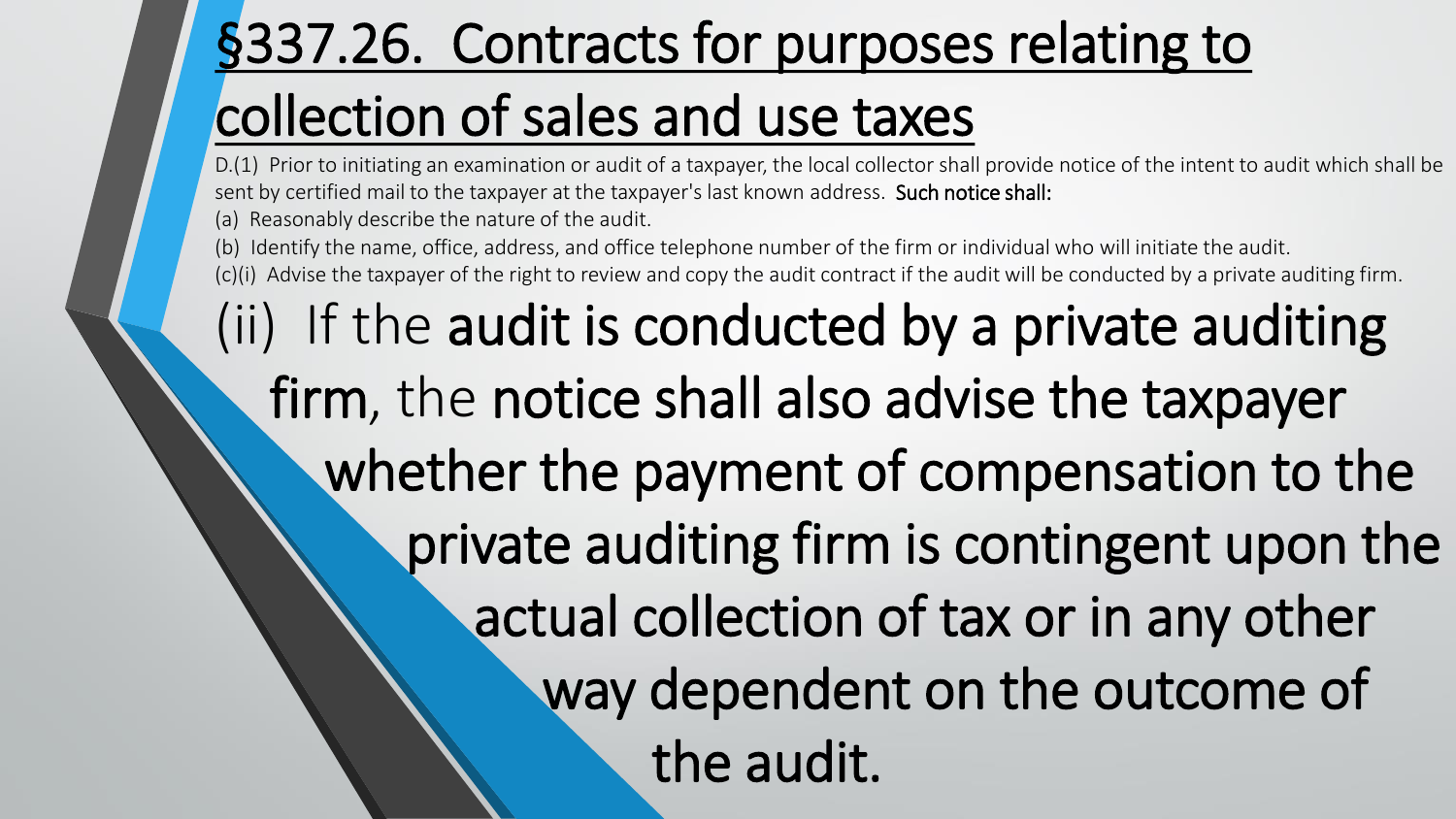# §337.26. Contracts for purposes relating to collection of sales and use taxes

D.(1) Prior to initiating an examination or audit of a taxpayer, the local collector shall provide notice of the intent to audit which shall be sent by certified mail to the taxpayer at the taxpayer's last known address. **Such notice shall:**

(a) Reasonably describe the nature of the audit.

(b) Identify the name, office, address, and office telephone number of the firm or individual who will initiate the audit.

(c)(i) Advise the taxpayer of the right to review and copy the audit contract if the audit will be conducted by a private auditing firm.

(ii) If the **audit is conducted by a private auditing firm**, the **notice shall also advise the taxpayer whether the payment of compensation to the private auditing firm is contingent upon the actual collection of tax or in any other way dependent on the outcome of the audit.**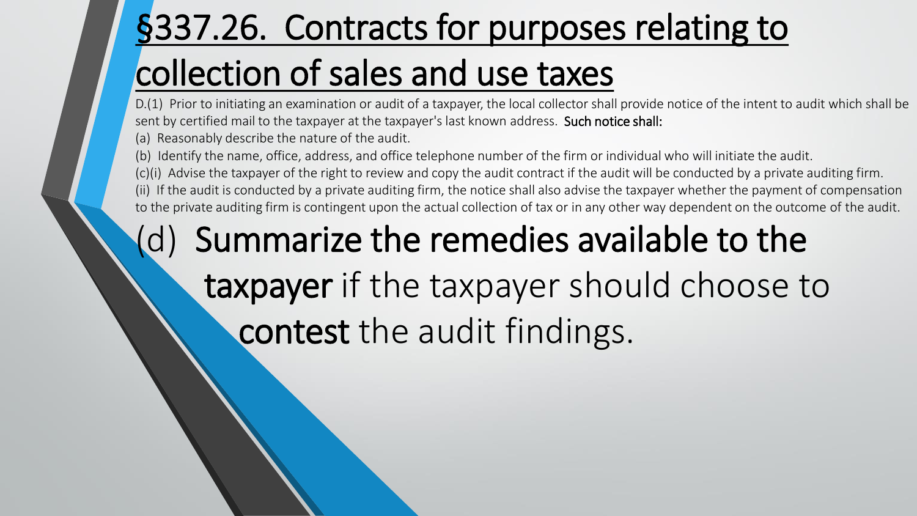# §337.26. Contracts for purposes relating to collection of sales and use taxes

D.(1) Prior to initiating an examination or audit of a taxpayer, the local collector shall provide notice of the intent to audit which shall be sent by certified mail to the taxpayer at the taxpayer's last known address. **Such notice shall:**

(a) Reasonably describe the nature of the audit.

(b) Identify the name, office, address, and office telephone number of the firm or individual who will initiate the audit.

(c)(i) Advise the taxpayer of the right to review and copy the audit contract if the audit will be conducted by a private auditing firm.

(ii) If the audit is conducted by a private auditing firm, the notice shall also advise the taxpayer whether the payment of compensation to the private auditing firm is contingent upon the actual collection of tax or in any other way dependent on the outcome of the audit.

## (d) **Summarize the remedies available to the taxpayer** if the taxpayer should choose to **contest** the audit findings.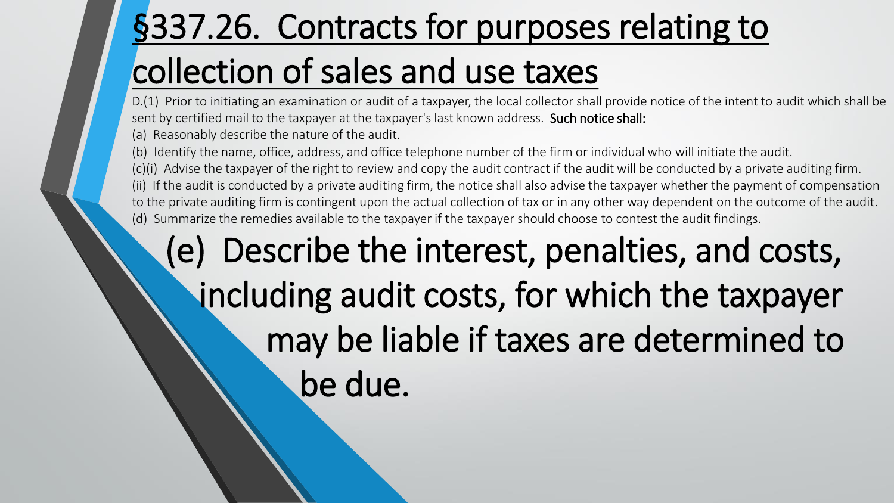# §337.26. Contracts for purposes relating to collection of sales and use taxes

D.(1) Prior to initiating an examination or audit of a taxpayer, the local collector shall provide notice of the intent to audit which shall be sent by certified mail to the taxpayer at the taxpayer's last known address. **Such notice shall:**

(a) Reasonably describe the nature of the audit.

(b) Identify the name, office, address, and office telephone number of the firm or individual who will initiate the audit.

(c)(i) Advise the taxpayer of the right to review and copy the audit contract if the audit will be conducted by a private auditing firm.

(ii) If the audit is conducted by a private auditing firm, the notice shall also advise the taxpayer whether the payment of compensation to the private auditing firm is contingent upon the actual collection of tax or in any other way dependent on the outcome of the audit.

(d) Summarize the remedies available to the taxpayer if the taxpayer should choose to contest the audit findings.

## (e) Describe the interest, penalties, and costs, including audit costs, for which the taxpayer may be liable if taxes are determined to be due.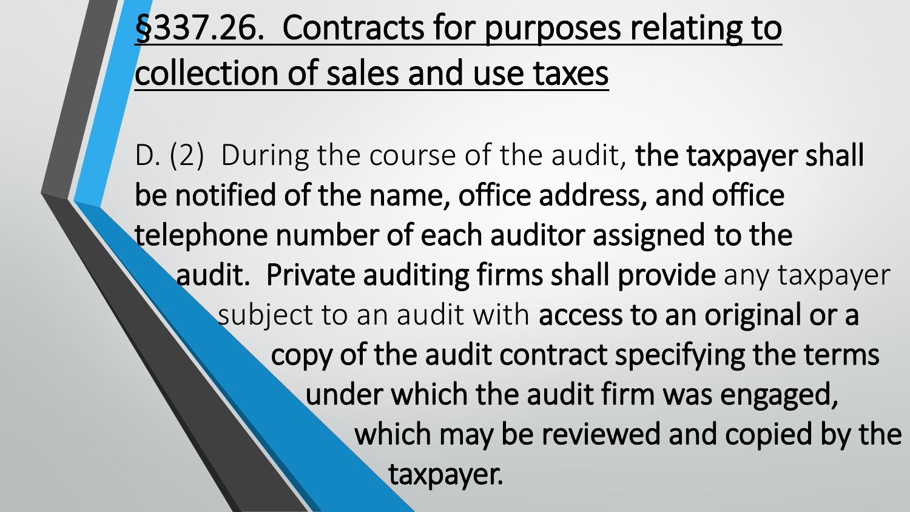# §337.26. Contracts for purposes relating to collection of sales and use taxes

D. (2) During the course of the audit, **the taxpayer shall be notified of the name, office address, and office telephone number of each auditor assigned to the audit. Private auditing firms shall provide** any taxpayer subject to an audit with **access to an original or a copy of the audit contract specifying the terms under which the audit firm was engaged, which may be reviewed and copied by the taxpayer.**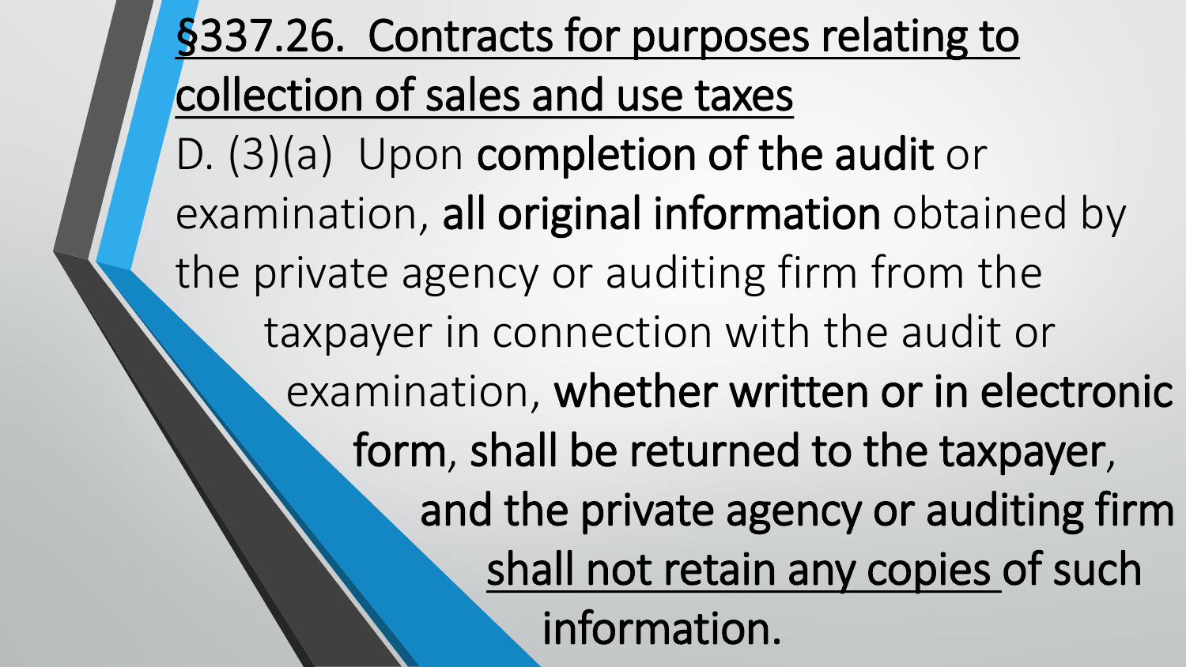## <u>§337.26. Contracts for purposes relating to collection of sales and use taxes</u>

D. (3)(a) Upon **completion of the audit** or examination, **all original information** obtained by the private agency or auditing firm from the taxpayer in connection with the audit or examination, **whether written or in electronic form, shall be returned to the taxpayer, and the private agency or auditing firm <u>shall not retain any copies</u> of such information.**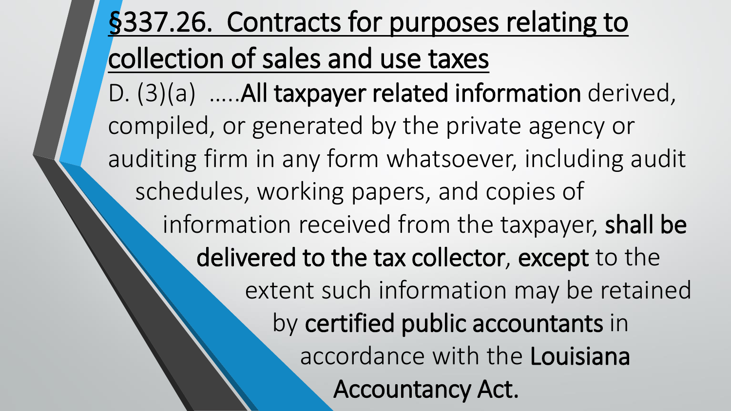# §337.26. Contracts for purposes relating to collection of sales and use taxes

D. (3)(a) .....**All taxpayer related information** derived, compiled, or generated by the private agency or auditing firm in any form whatsoever, including audit schedules, working papers, and copies of information received from the taxpayer, **shall be delivered to the tax collector**, **except** to the extent such information may be retained by **certified public accountants** in accordance with the **Louisiana Accountancy Act.**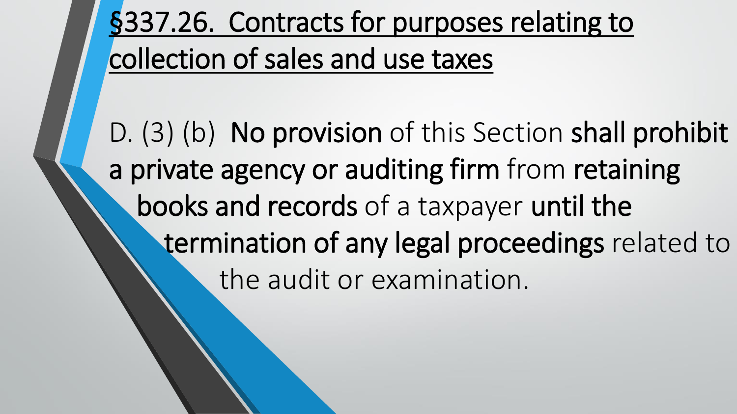# §337.26. Contracts for purposes relating to collection of sales and use taxes

D. (3) (b) **No provision** of this Section **shall prohibit a private agency or auditing firm** from **retaining books and records** of a taxpayer **until the termination of any legal proceedings** related to the audit or examination.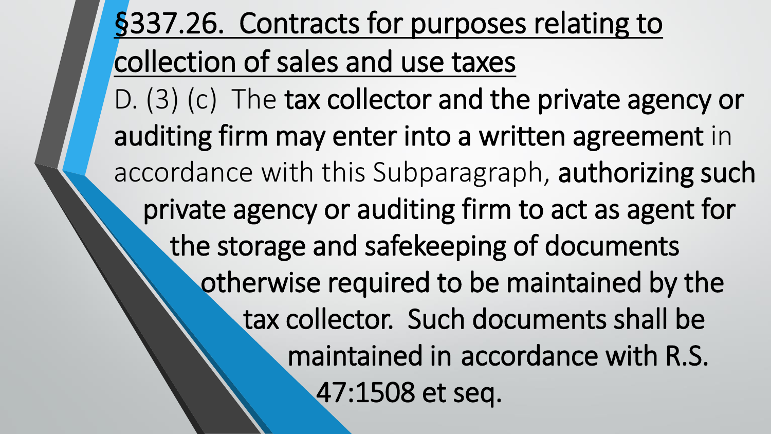## §337.26. Contracts for purposes relating to collection of sales and use taxes

D. (3) (c) The **tax collector and the private agency or auditing firm may enter into a written agreement** in accordance with this Subparagraph, **authorizing such private agency or auditing firm to act as agent for the storage and safekeeping of documents otherwise required to be maintained by the tax collector. Such documents shall be maintained in accordance with R.S. 47:1508 et seq.**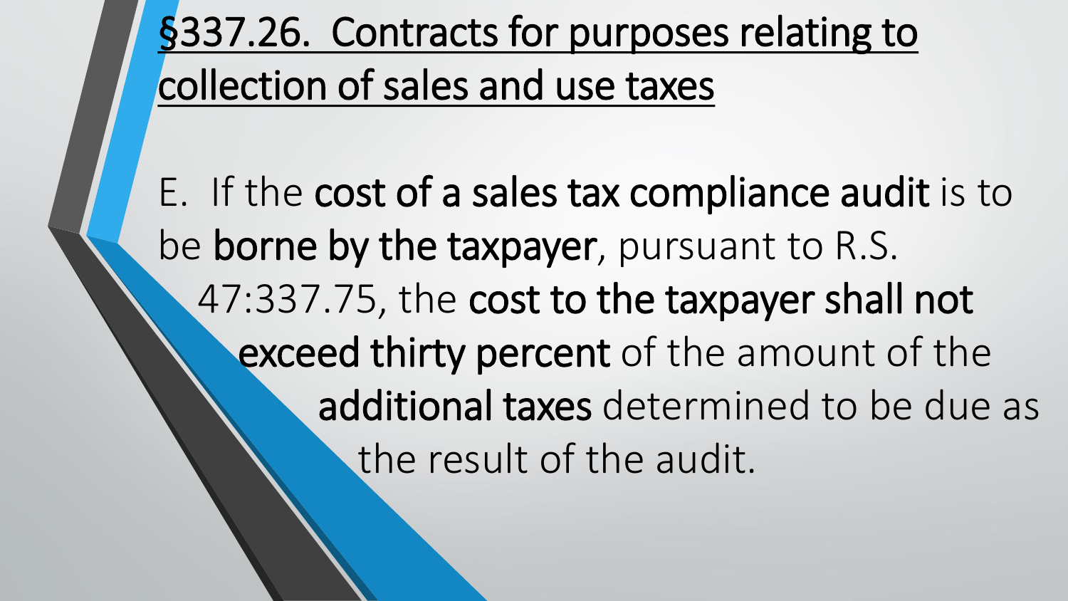# §337.26. Contracts for purposes relating to collection of sales and use taxes

E. If the **cost of a sales tax compliance audit** is to be **borne by the taxpayer**, pursuant to R.S. 47:337.75, the **cost to the taxpayer shall not exceed thirty percent** of the amount of the **additional taxes** determined to be due as the result of the audit.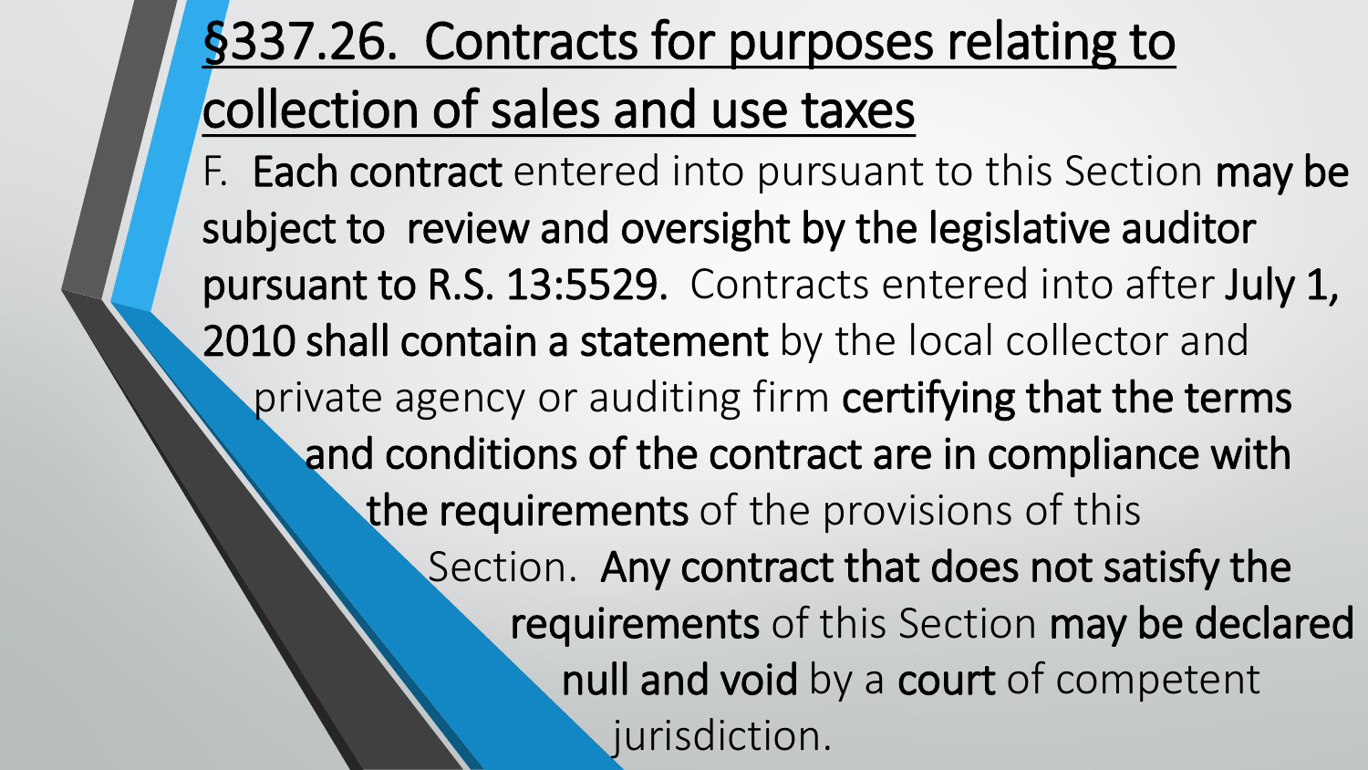# §337.26. Contracts for purposes relating to collection of sales and use taxes

F. **Each contract** entered into pursuant to this Section **may be subject to review and oversight by the legislative auditor pursuant to R.S. 13:5529.** Contracts entered into after **July 1, 2010 shall contain a statement** by the local collector and private agency or auditing firm **certifying that the terms and conditions of the contract are in compliance with the requirements** of the provisions of this Section. **Any contract that does not satisfy the requirements** of this Section **may be declared null and void** by a **court** of competent jurisdiction.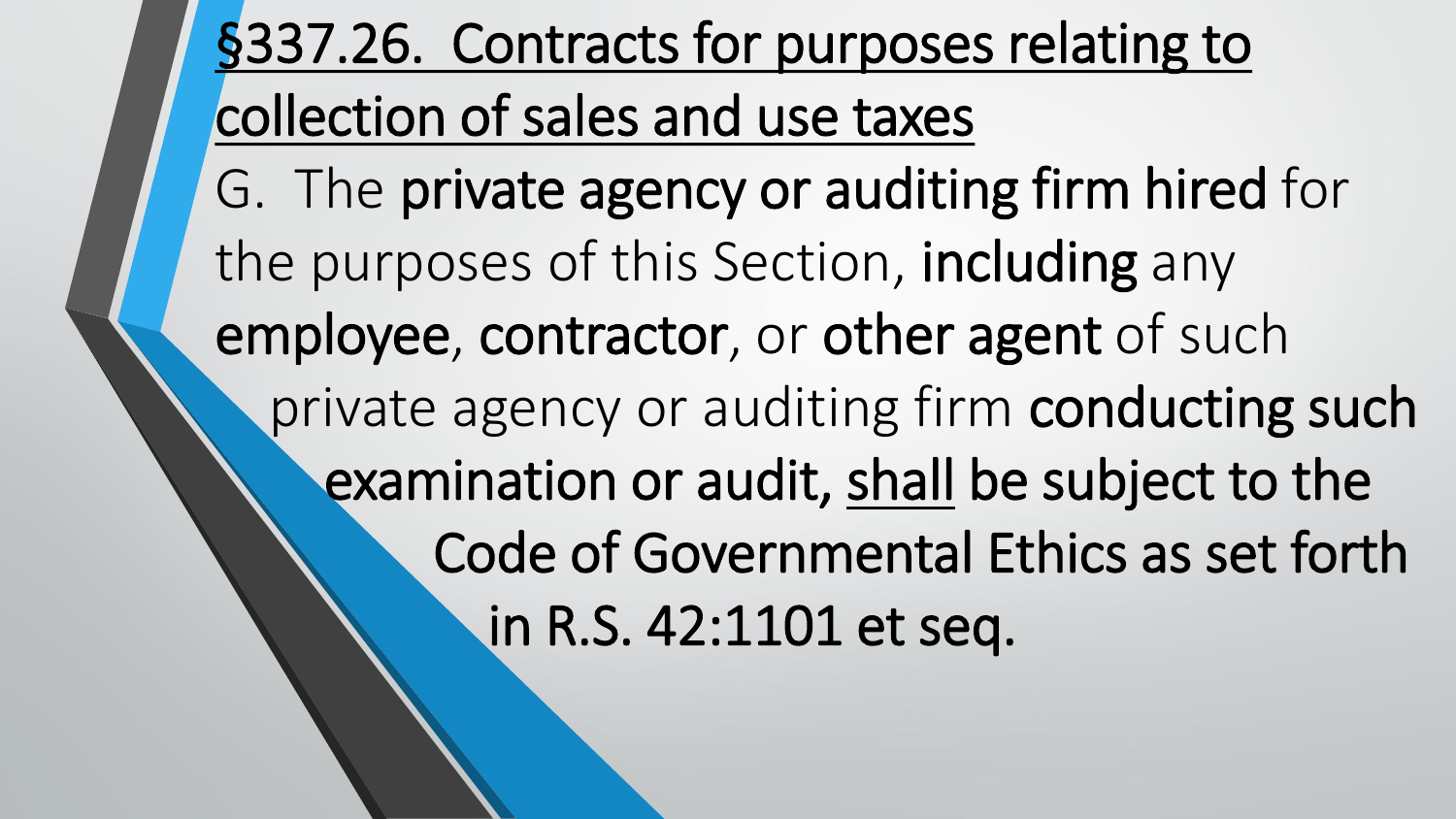# <u>§337.26. Contracts for purposes relating to collection of sales and use taxes</u>

G. The **private agency or auditing firm hired** for the purposes of this Section, **including** any **employee**, **contractor**, or **other agent** of such private agency or auditing firm **conducting such examination or audit, <u>shall</u> be subject to the Code of Governmental Ethics as set forth in R.S. 42:1101 et seq.**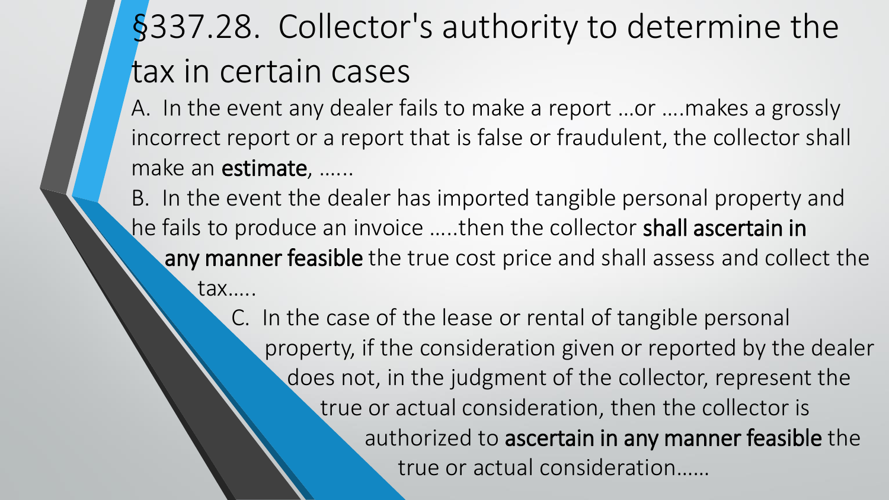# §337.28. Collector's authority to determine the tax in certain cases

A. In the event any dealer fails to make a report …or ….makes a grossly incorrect report or a report that is false or fraudulent, the collector shall make an **estimate**, ……

B. In the event the dealer has imported tangible personal property and he fails to produce an invoice …..then the collector **shall ascertain in any manner feasible** the true cost price and shall assess and collect the tax…..

C. In the case of the lease or rental of tangible personal property, if the consideration given or reported by the dealer does not, in the judgment of the collector, represent the true or actual consideration, then the collector is authorized to **ascertain in any manner feasible** the true or actual consideration……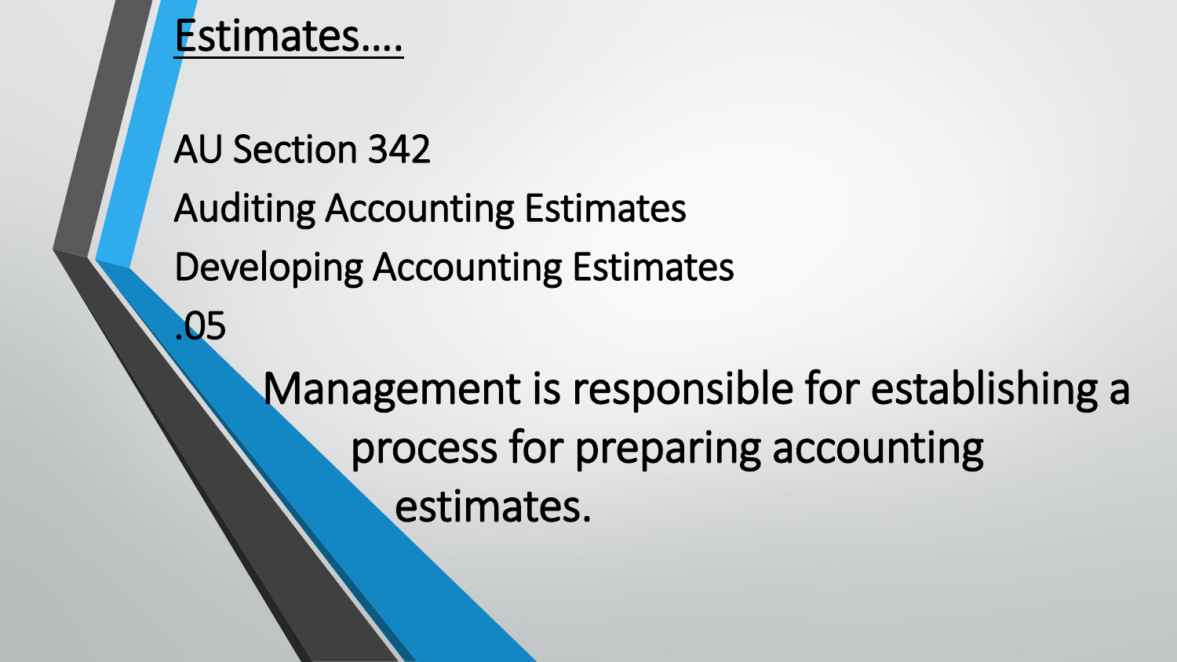# Estimates….

AU Section 342

Auditing Accounting Estimates

Developing Accounting Estimates

.05

Management is responsible for establishing a process for preparing accounting estimates.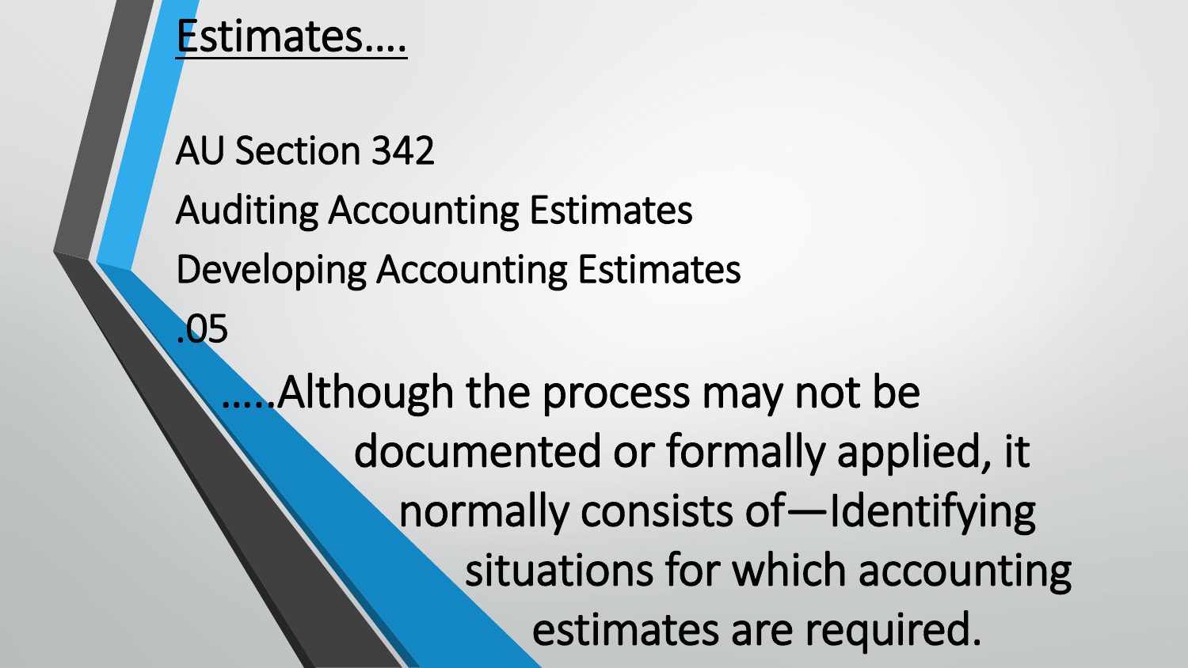# Estimates....

AU Section 342

Auditing Accounting Estimates

Developing Accounting Estimates

.05

.....Although the process may not be documented or formally applied, it normally consists of—Identifying situations for which accounting estimates are required.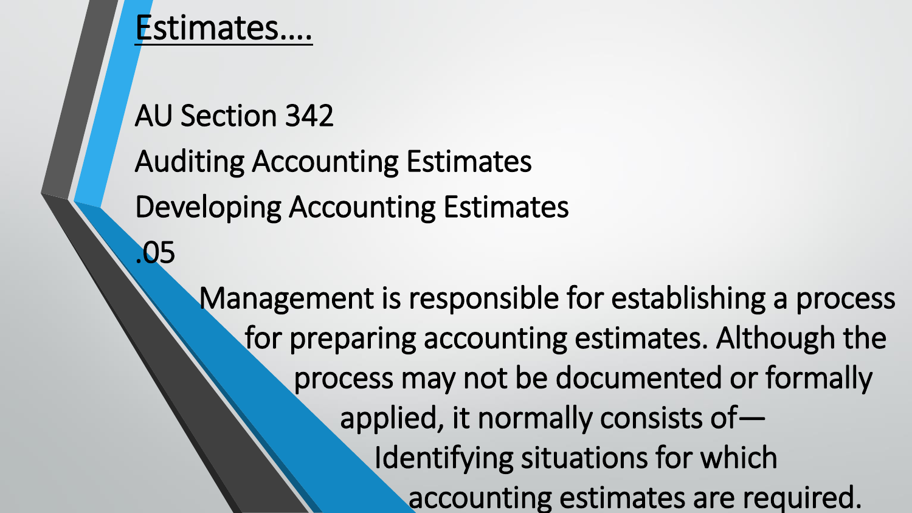# Estimates....

AU Section 342

Auditing Accounting Estimates

Developing Accounting Estimates

.05

Management is responsible for establishing a process for preparing accounting estimates. Although the process may not be documented or formally applied, it normally consists of—

Identifying situations for which accounting estimates are required.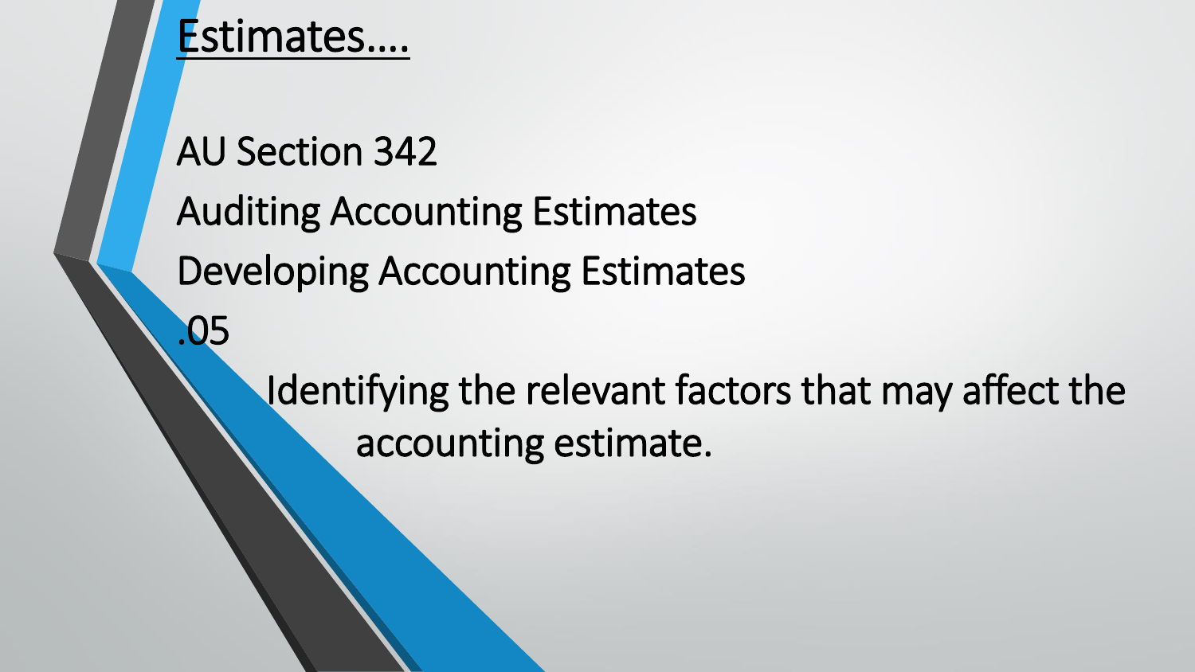# Estimates....

AU Section 342

Auditing Accounting Estimates

Developing Accounting Estimates

.05

Identifying the relevant factors that may affect the accounting estimate.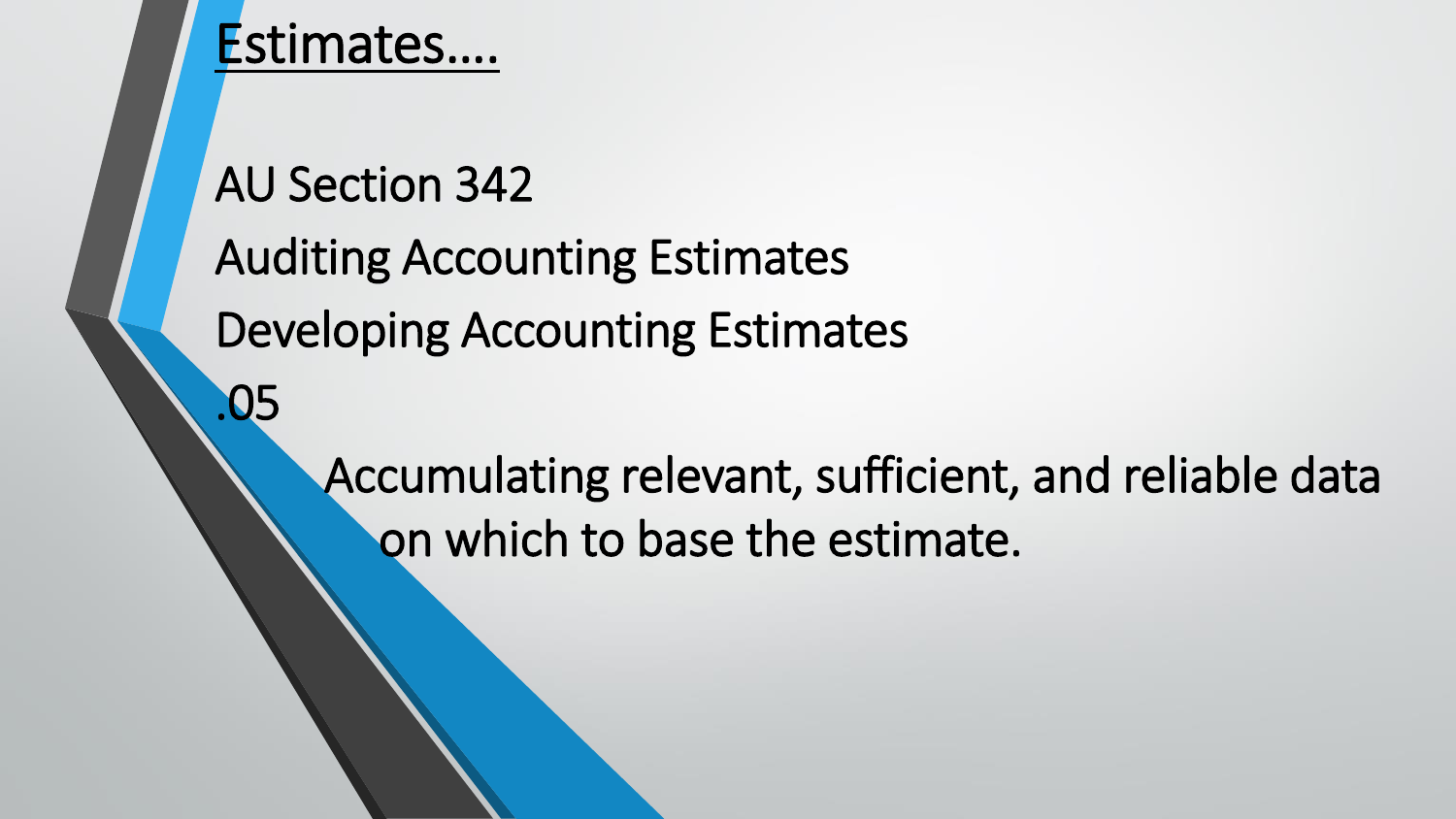# Estimates….

AU Section 342

Auditing Accounting Estimates

Developing Accounting Estimates

.05

Accumulating relevant, sufficient, and reliable data on which to base the estimate.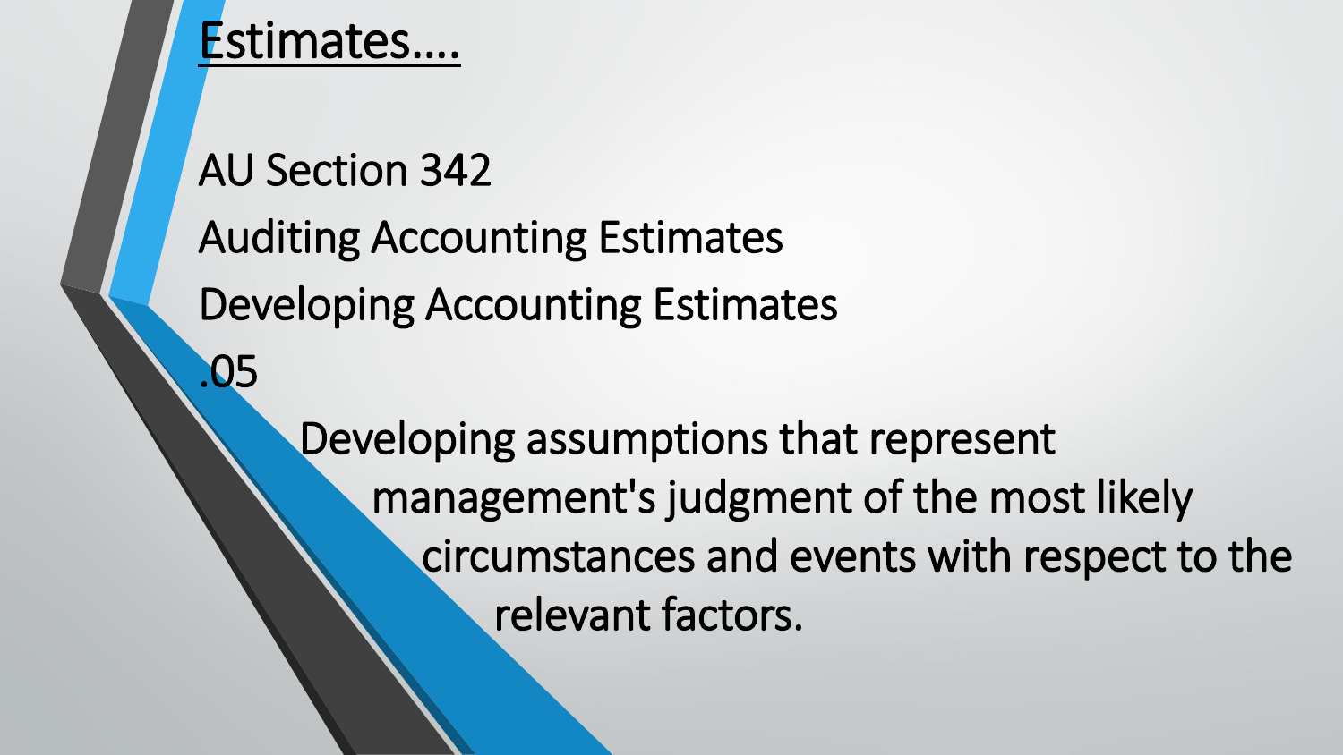# Estimates….

AU Section 342

Auditing Accounting Estimates

Developing Accounting Estimates

.05

Developing assumptions that represent management's judgment of the most likely circumstances and events with respect to the relevant factors.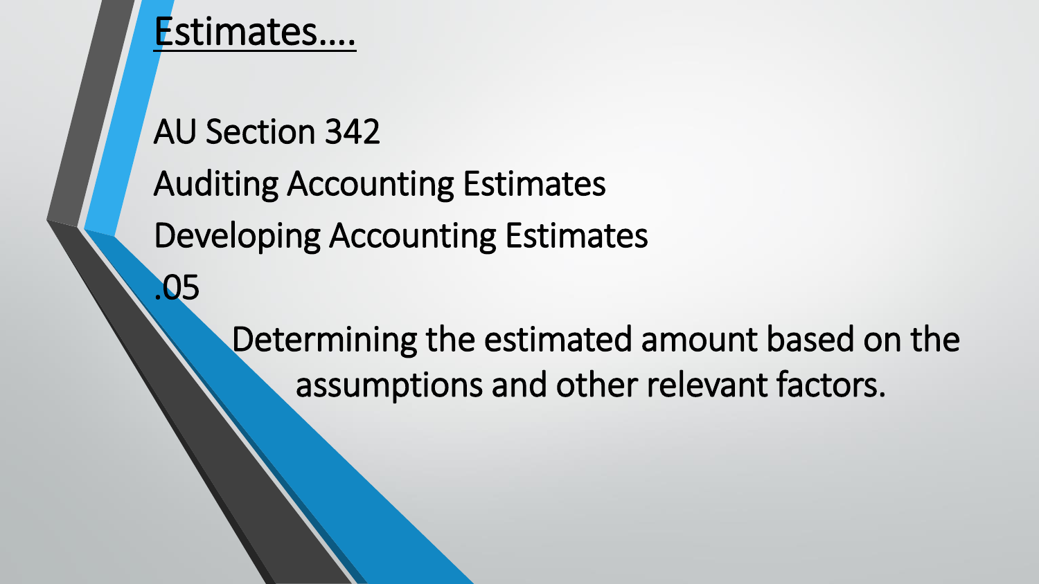# Estimates….

AU Section 342

Auditing Accounting Estimates

Developing Accounting Estimates

.05

Determining the estimated amount based on the assumptions and other relevant factors.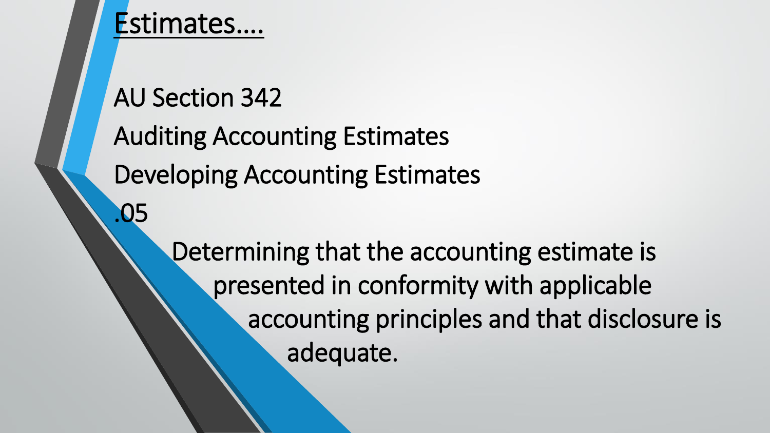# Estimates….

AU Section 342

Auditing Accounting Estimates

Developing Accounting Estimates

.05

Determining that the accounting estimate is presented in conformity with applicable accounting principles and that disclosure is adequate.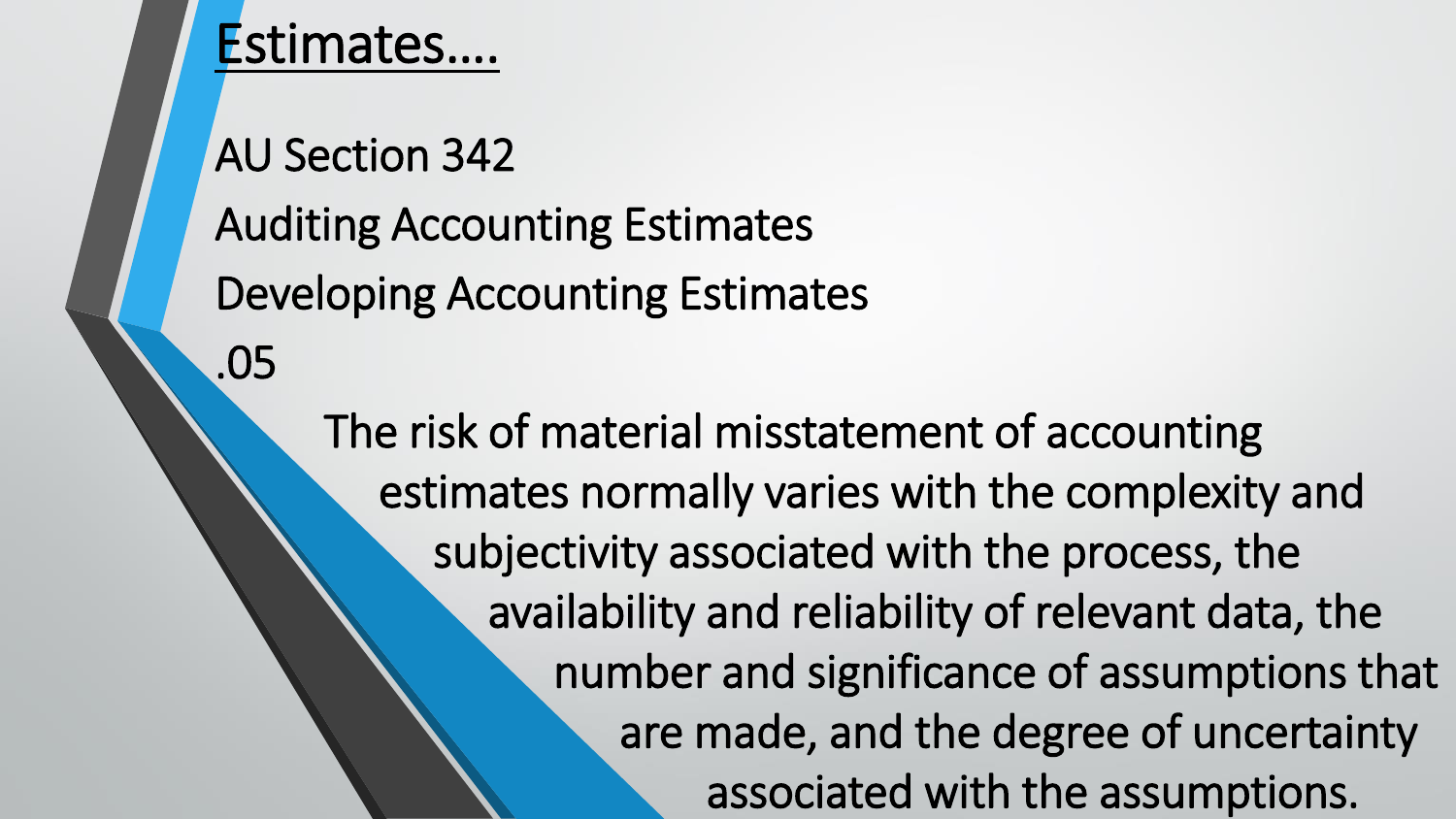# Estimates….

AU Section 342

Auditing Accounting Estimates

Developing Accounting Estimates

.05

The risk of material misstatement of accounting estimates normally varies with the complexity and subjectivity associated with the process, the availability and reliability of relevant data, the number and significance of assumptions that are made, and the degree of uncertainty associated with the assumptions.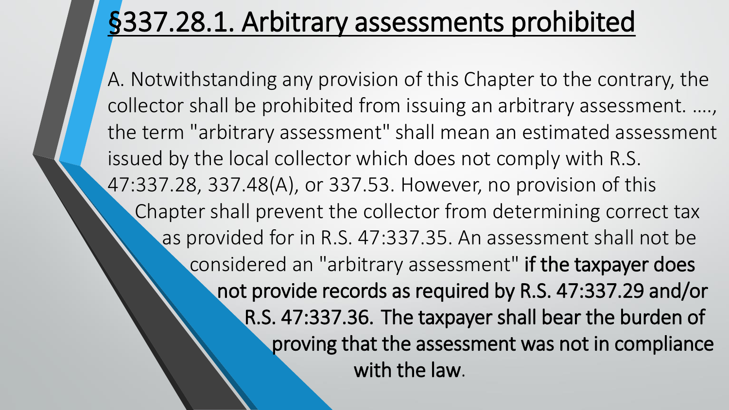# §337.28.1. Arbitrary assessments prohibited

A. Notwithstanding any provision of this Chapter to the contrary, the collector shall be prohibited from issuing an arbitrary assessment. …., the term "arbitrary assessment" shall mean an estimated assessment issued by the local collector which does not comply with R.S. 47:337.28, 337.48(A), or 337.53. However, no provision of this Chapter shall prevent the collector from determining correct tax as provided for in R.S. 47:337.35. An assessment shall not be considered an "arbitrary assessment" **if the taxpayer does not provide records as required by R.S. 47:337.29 and/or R.S. 47:337.36. The taxpayer shall bear the burden of proving that the assessment was not in compliance with the law**.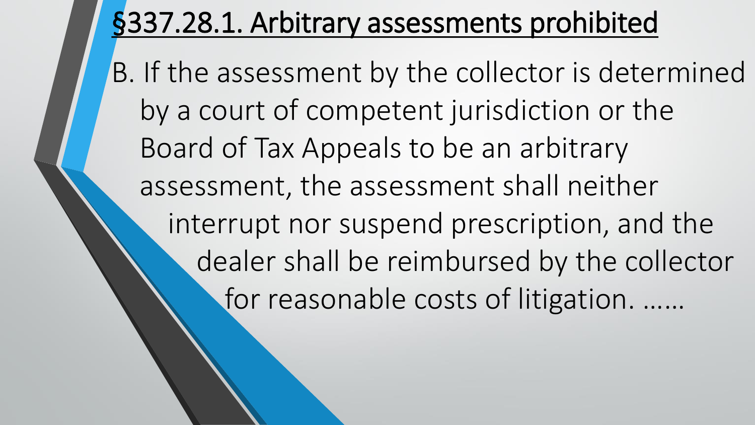# §337.28.1. Arbitrary assessments prohibited

B. If the assessment by the collector is determined by a court of competent jurisdiction or the Board of Tax Appeals to be an arbitrary assessment, the assessment shall neither interrupt nor suspend prescription, and the dealer shall be reimbursed by the collector for reasonable costs of litigation. ……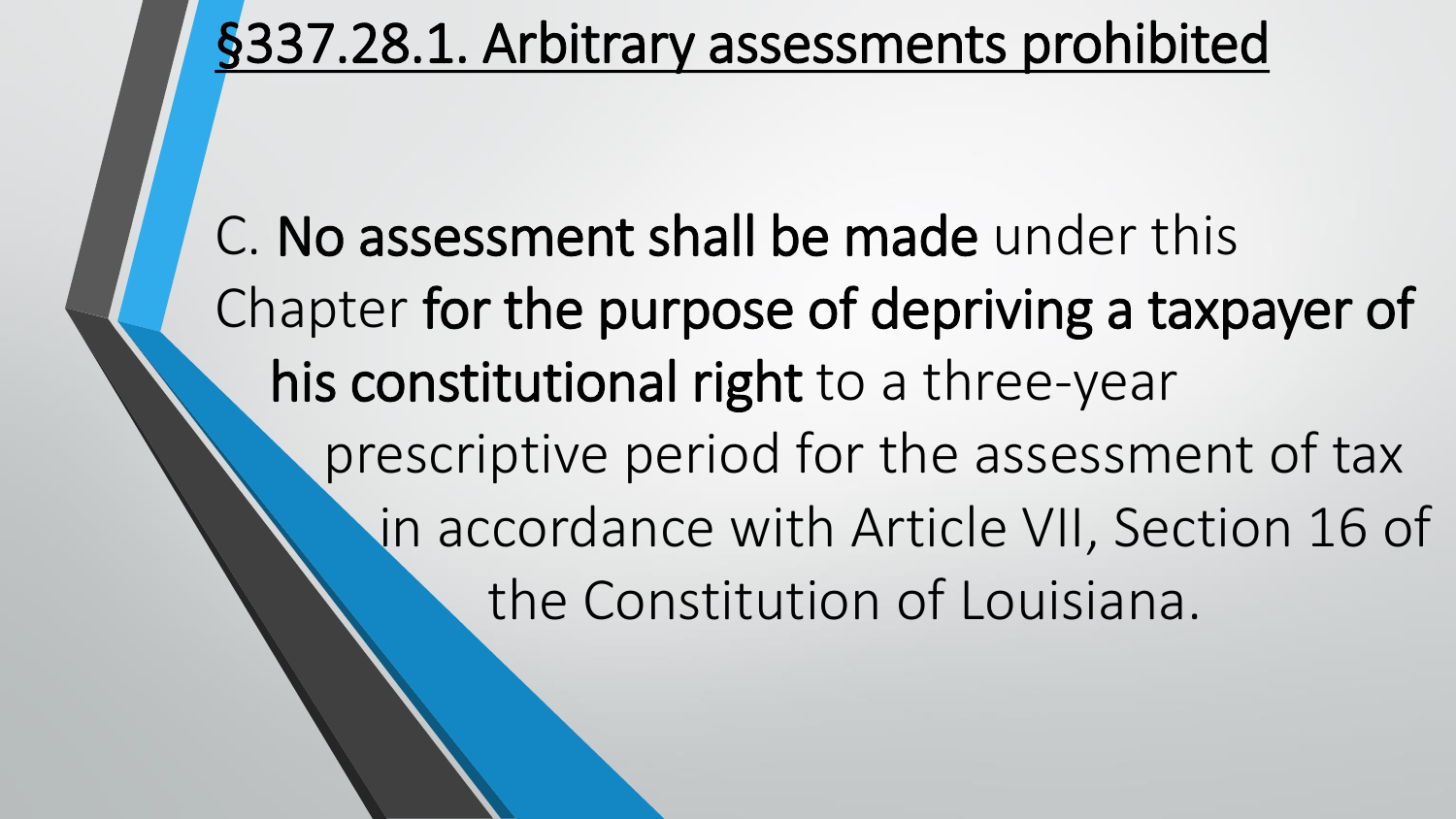# §337.28.1. Arbitrary assessments prohibited

C. **No assessment shall be made** under this Chapter **for the purpose of depriving a taxpayer of his constitutional right** to a three-year prescriptive period for the assessment of tax in accordance with Article VII, Section 16 of the Constitution of Louisiana.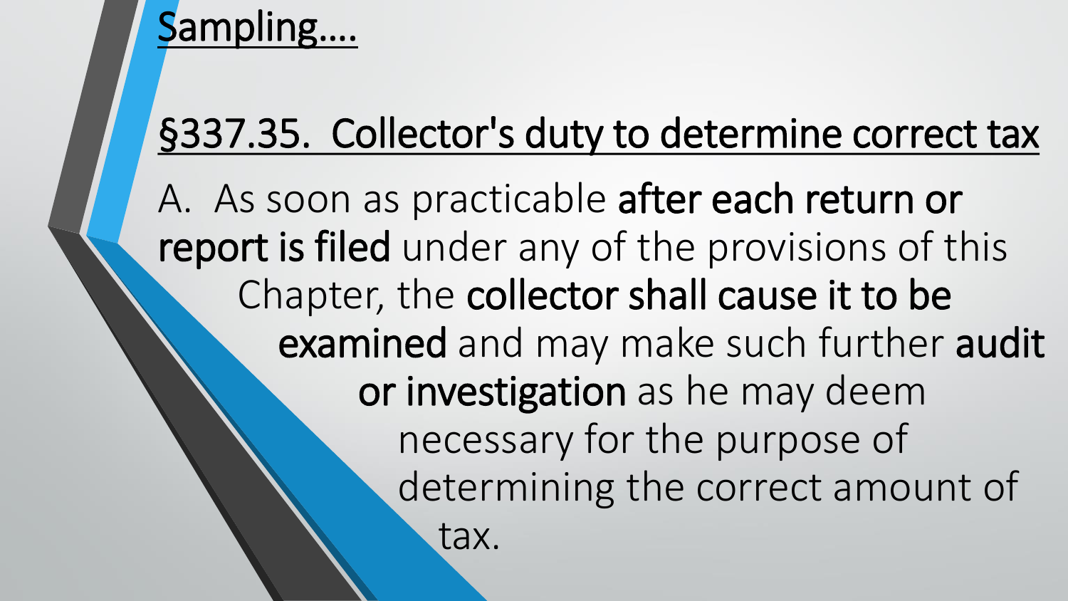# Sampling….

## §337.35. Collector's duty to determine correct tax

A. As soon as practicable **after each return or report is filed** under any of the provisions of this Chapter, the **collector shall cause it to be examined** and may make such further **audit or investigation** as he may deem necessary for the purpose of determining the correct amount of tax.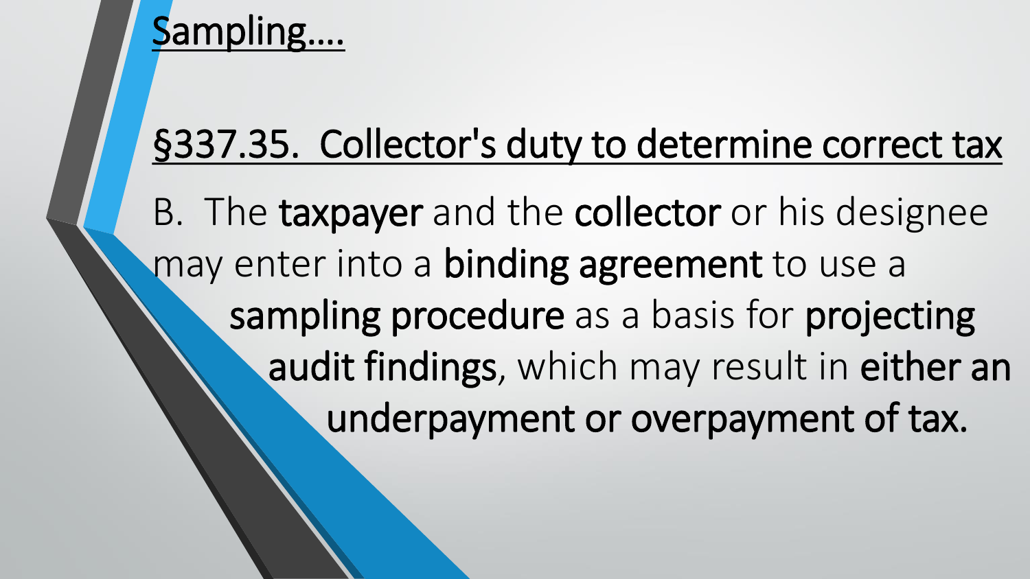# Sampling….

## §337.35. Collector's duty to determine correct tax

B. The **taxpayer** and the **collector** or his designee may enter into a **binding agreement** to use a **sampling procedure** as a basis for **projecting audit findings**, which may result in **either an underpayment or overpayment of tax.**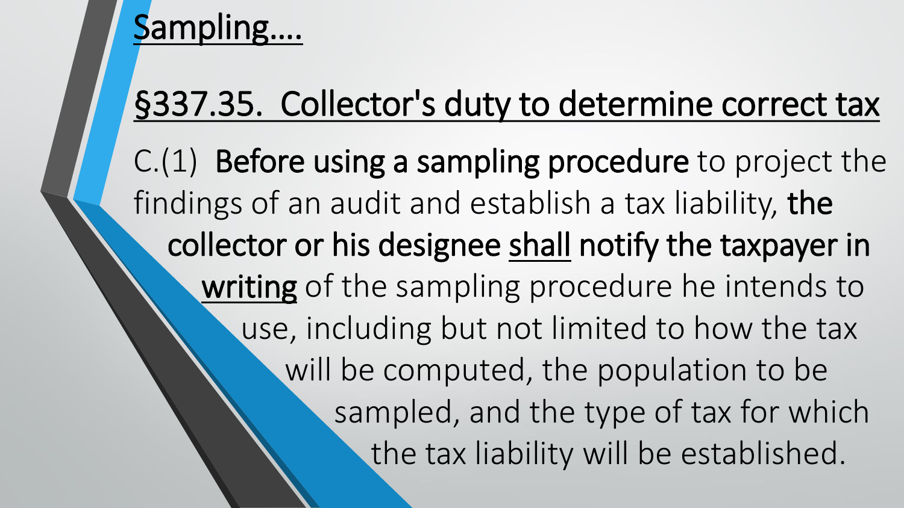# Sampling….

## §337.35. Collector's duty to determine correct tax

C.(1) **Before using a sampling procedure** to project the findings of an audit and establish a tax liability, **the collector or his designee shall notify the taxpayer in writing** of the sampling procedure he intends to use, including but not limited to how the tax will be computed, the population to be sampled, and the type of tax for which the tax liability will be established.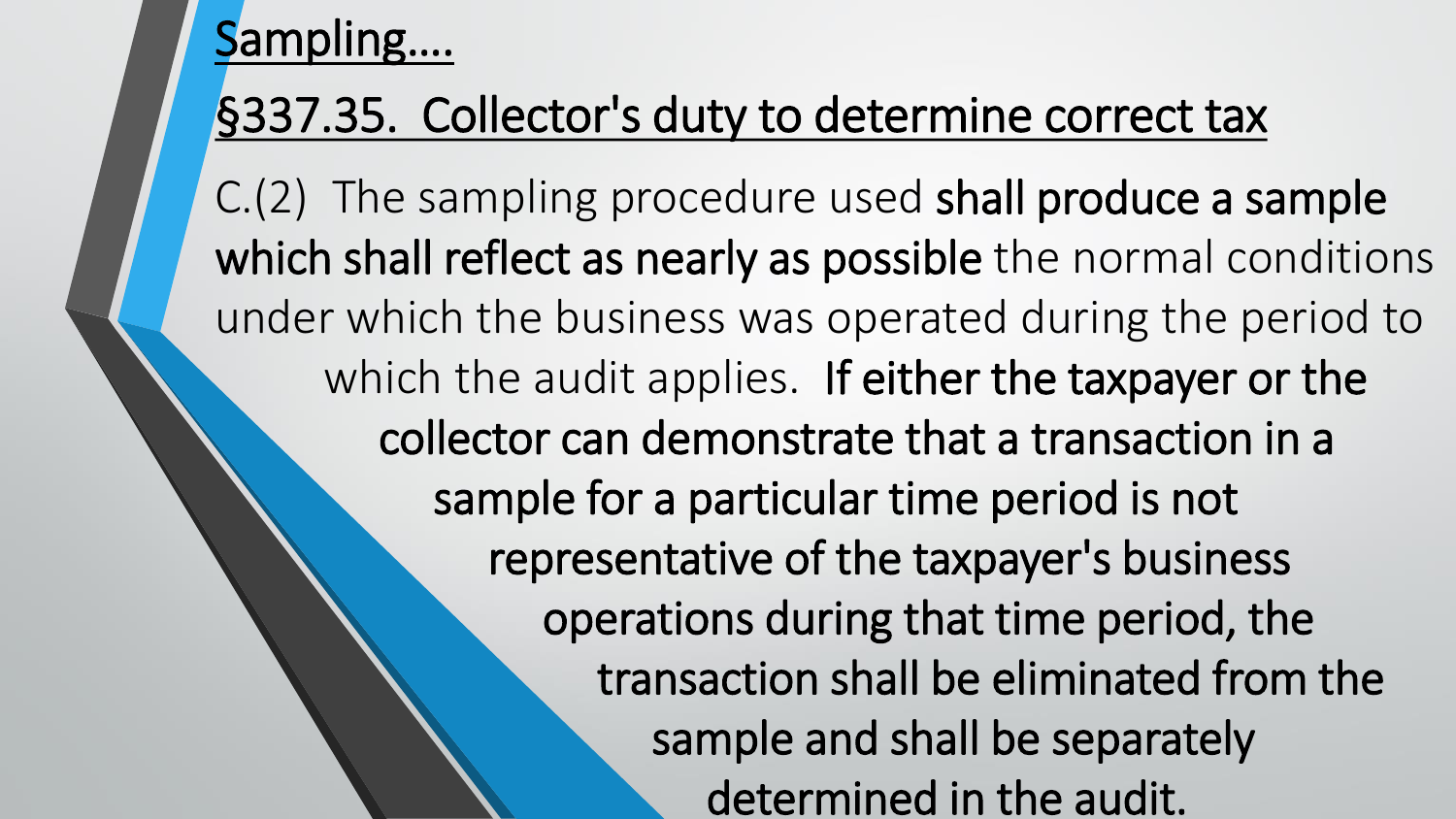## Sampling....

## §337.35. Collector's duty to determine correct tax

C.(2) The sampling procedure used **shall produce a sample which shall reflect as nearly as possible** the normal conditions under which the business was operated during the period to which the audit applies. **If either the taxpayer or the collector can demonstrate that a transaction in a sample for a particular time period is not representative of the taxpayer's business operations during that time period, the transaction shall be eliminated from the sample and shall be separately determined in the audit.**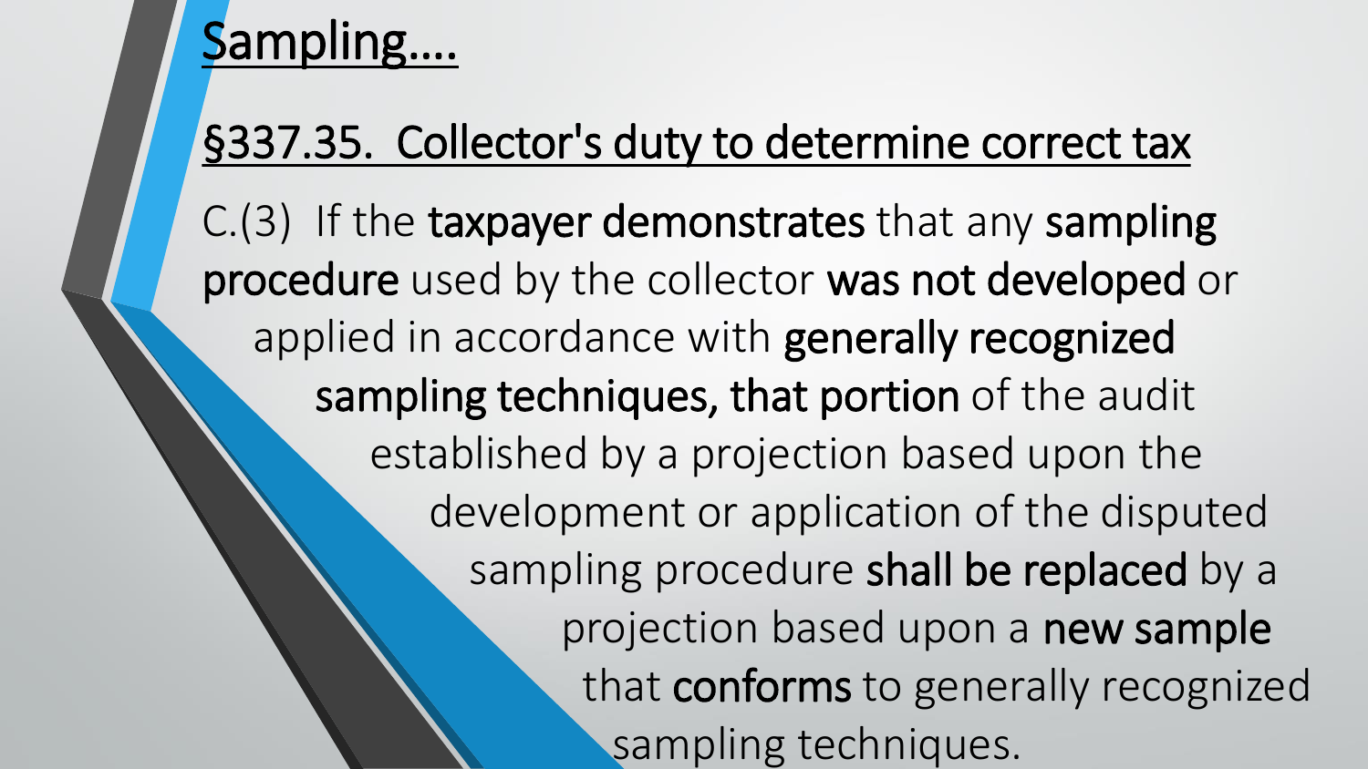# Sampling….

## §337.35. Collector's duty to determine correct tax

C.(3) If the **taxpayer demonstrates** that any **sampling procedure** used by the collector **was not developed** or applied in accordance with **generally recognized sampling techniques, that portion** of the audit established by a projection based upon the development or application of the disputed sampling procedure **shall be replaced** by a projection based upon a **new sample** that **conforms** to generally recognized sampling techniques.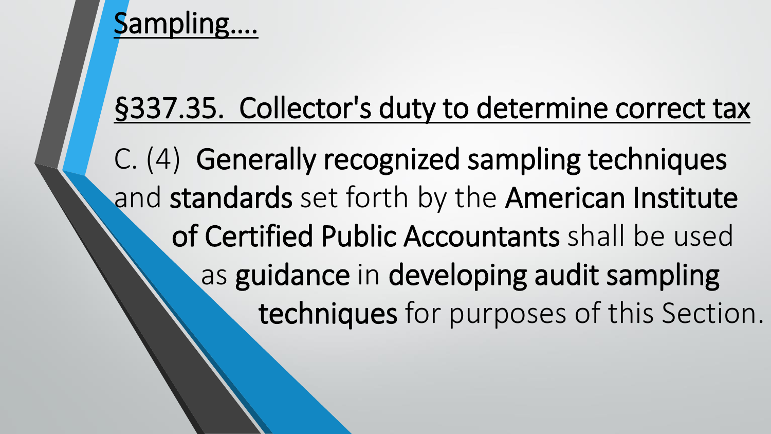## Sampling….

## §337.35. Collector's duty to determine correct tax

C. (4) **Generally recognized sampling techniques** and **standards** set forth by the **American Institute of Certified Public Accountants** shall be used as **guidance** in **developing audit sampling techniques** for purposes of this Section.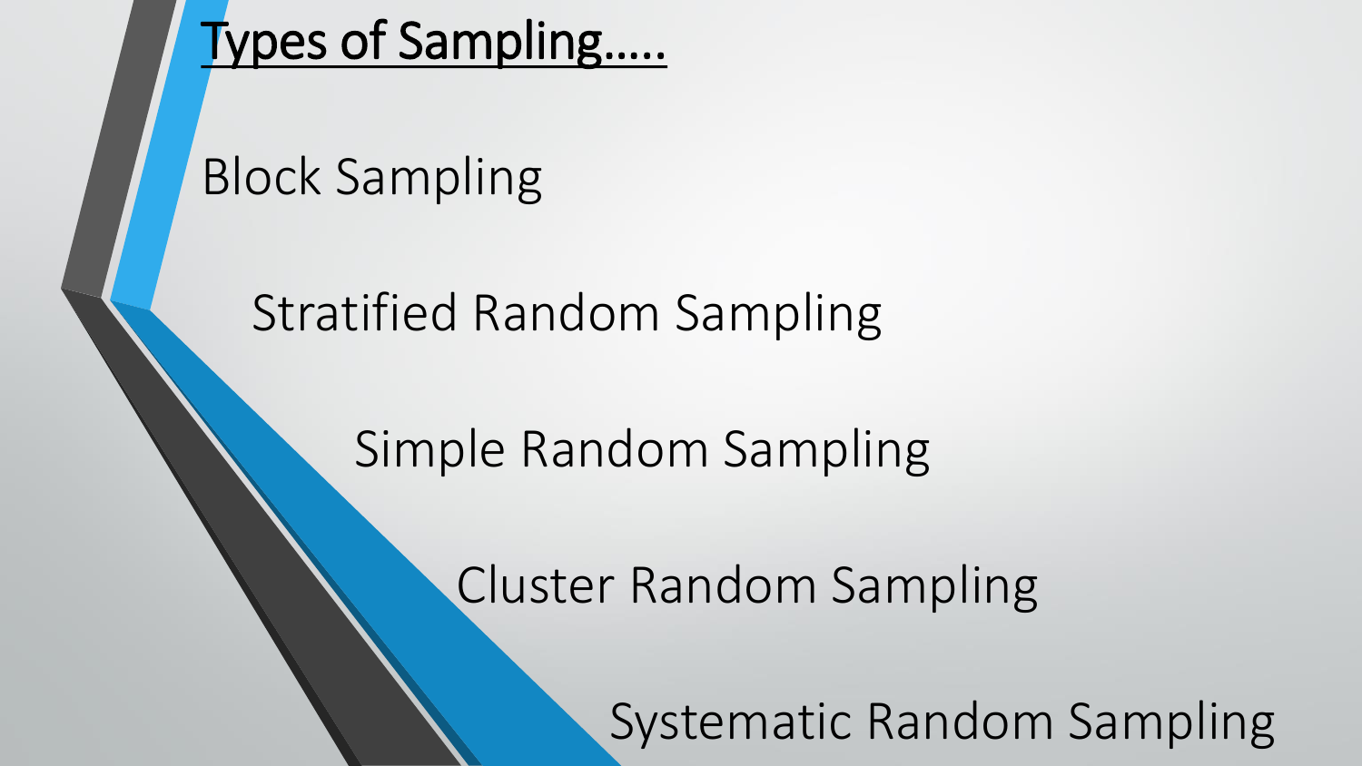# Types of Sampling…..

Block Sampling

Stratified Random Sampling

Simple Random Sampling

Cluster Random Sampling

Systematic Random Sampling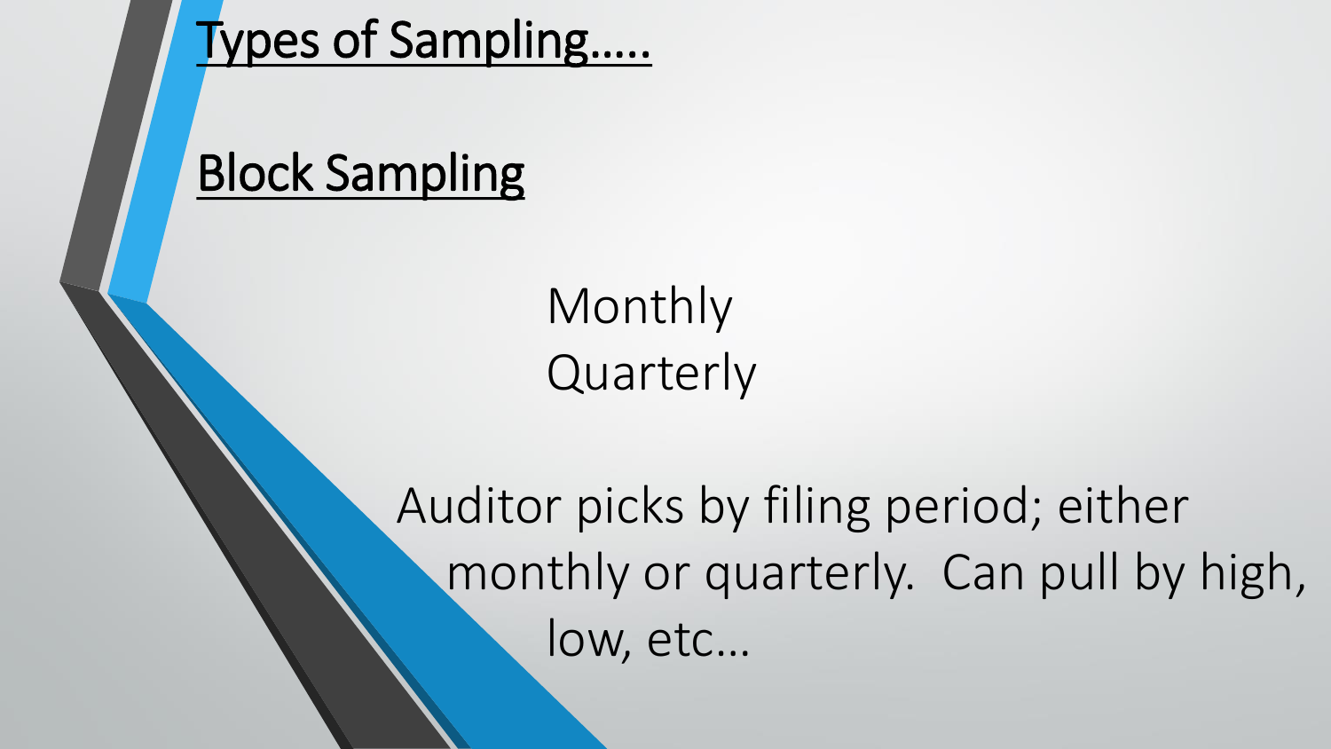# Types of Sampling.....

## Block Sampling

Monthly
Quarterly

Auditor picks by filing period; either monthly or quarterly. Can pull by high, low, etc…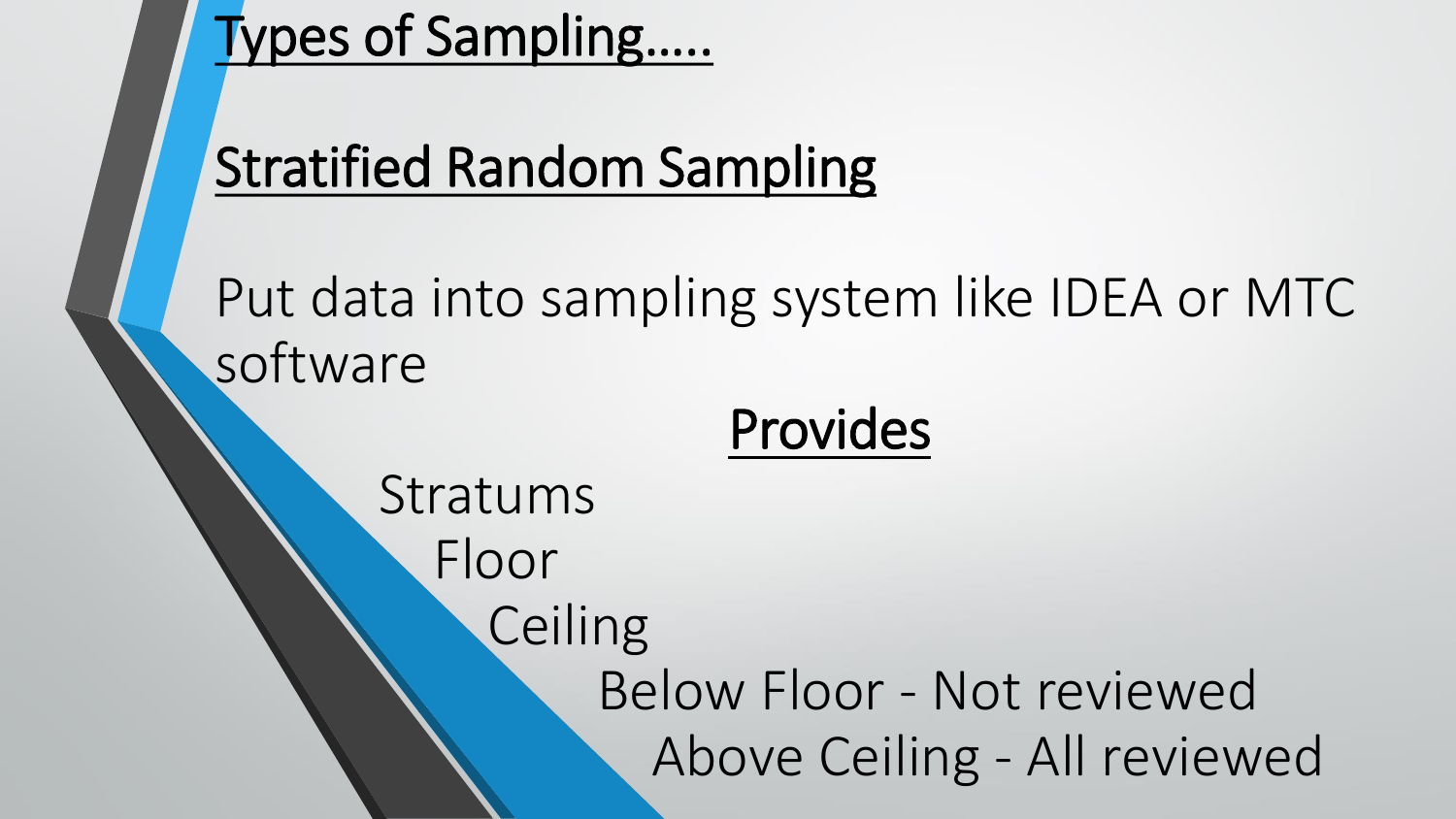# Types of Sampling.....

## Stratified Random Sampling

Put data into sampling system like IDEA or MTC software

**Provides**

- Stratums
- Floor
- Ceiling
- Below Floor - Not reviewed
- Above Ceiling - All reviewed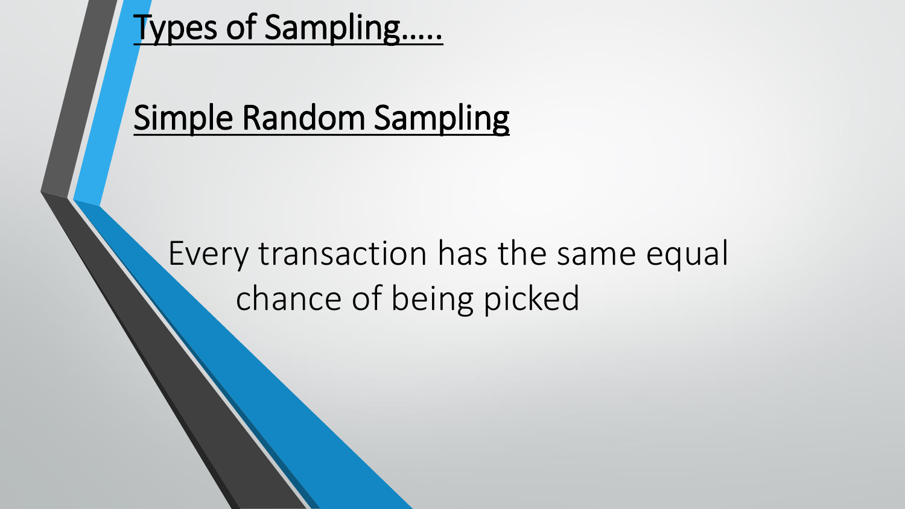# Types of Sampling…..

## Simple Random Sampling

Every transaction has the same equal chance of being picked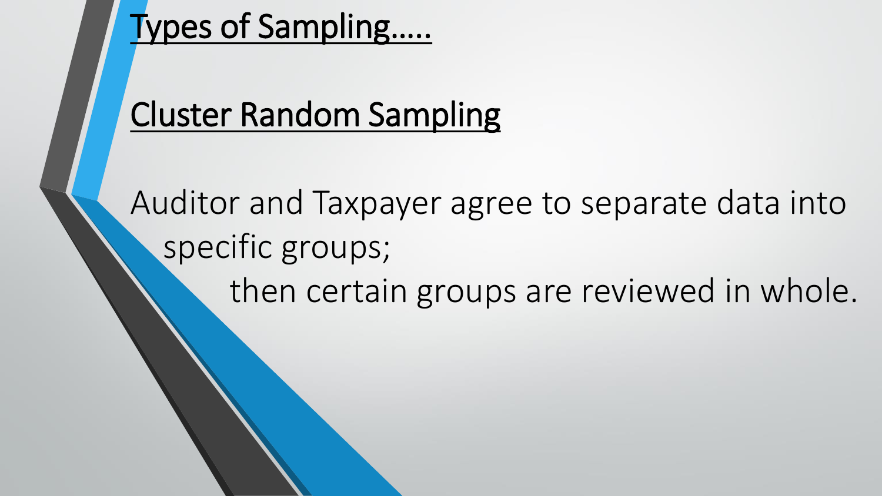# Types of Sampling.....

## Cluster Random Sampling

Auditor and Taxpayer agree to separate data into specific groups;

then certain groups are reviewed in whole.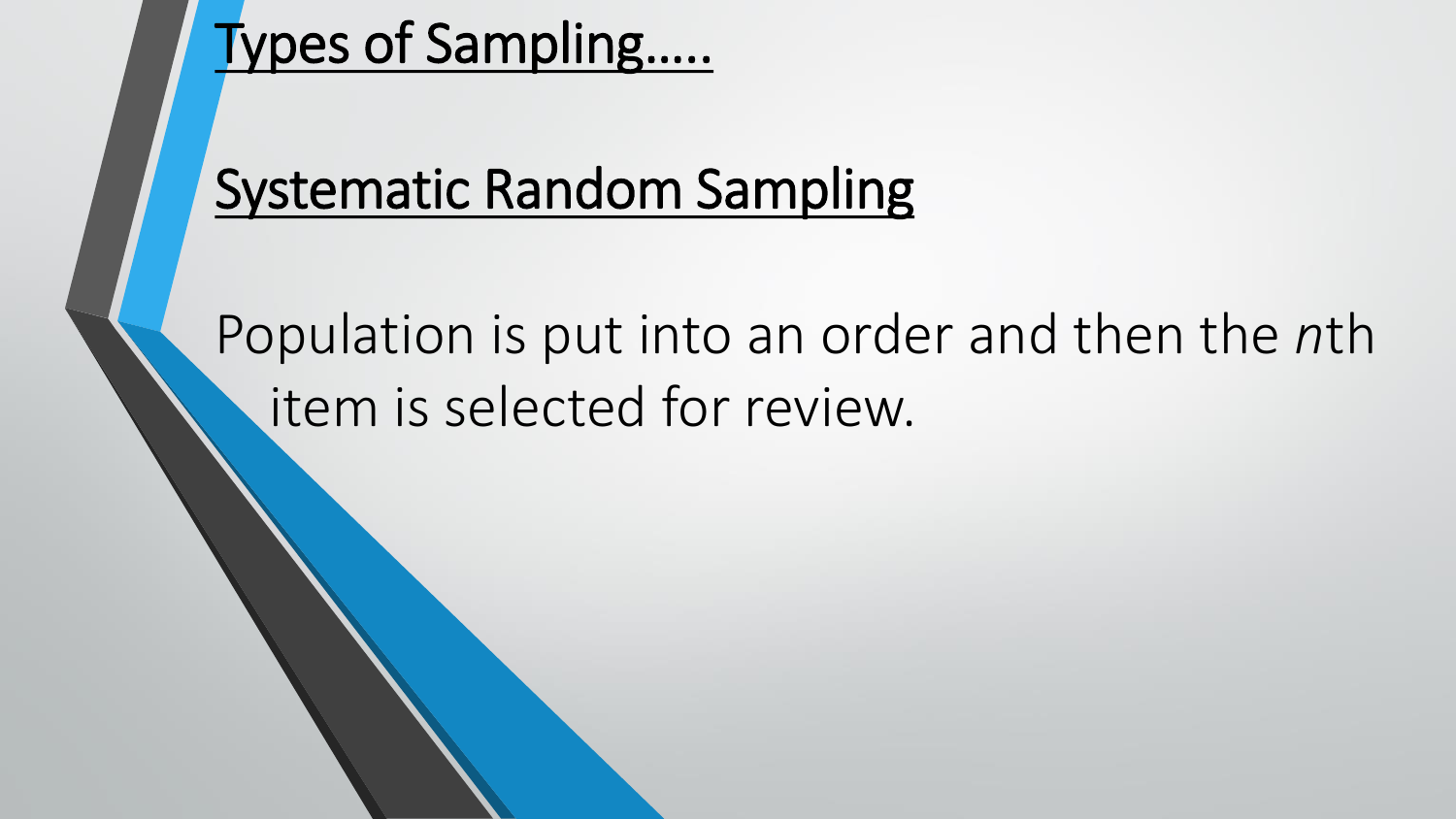# Types of Sampling…..

## Systematic Random Sampling

Population is put into an order and then the *n*th item is selected for review.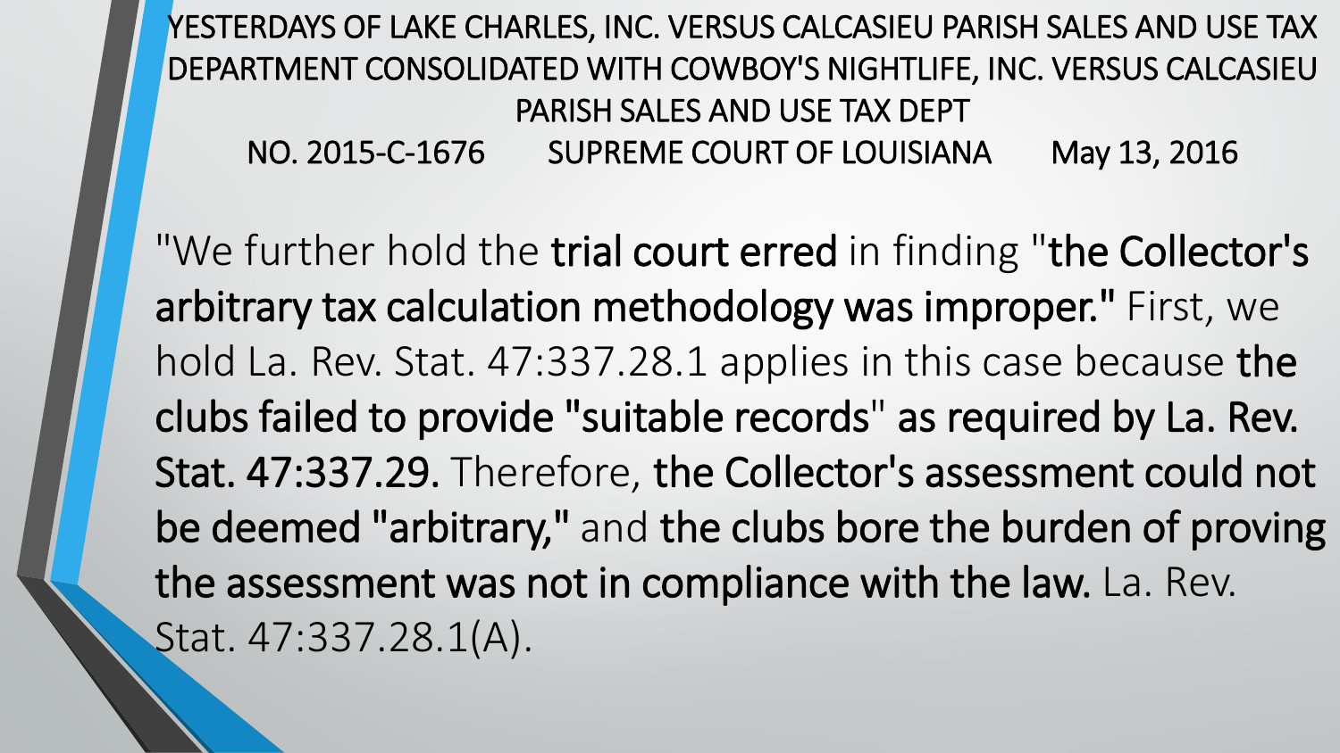# YESTERDAYS OF LAKE CHARLES, INC. VERSUS CALCASIEU PARISH SALES AND USE TAX DEPARTMENT CONSOLIDATED WITH COWBOY'S NIGHTLIFE, INC. VERSUS CALCASIEU PARISH SALES AND USE TAX DEPT

NO. 2015-C-1676 SUPREME COURT OF LOUISIANA May 13, 2016

"We further hold the **trial court erred** in finding "**the Collector's arbitrary tax calculation methodology was improper."** First, we hold La. Rev. Stat. 47:337.28.1 applies in this case because **the clubs failed to provide "suitable records" as required by La. Rev. Stat. 47:337.29.** Therefore, **the Collector's assessment could not be deemed "arbitrary,"** and **the clubs bore the burden of proving the assessment was not in compliance with the law.** La. Rev. Stat. 47:337.28.1(A).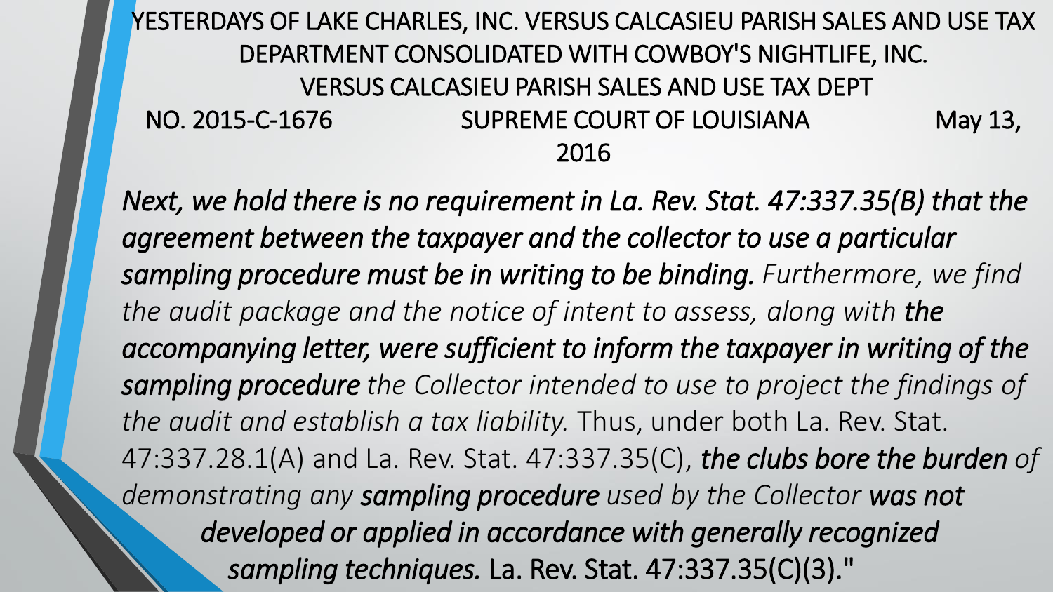# YESTERDAYS OF LAKE CHARLES, INC. VERSUS CALCASIEU PARISH SALES AND USE TAX DEPARTMENT CONSOLIDATED WITH COWBOY'S NIGHTLIFE, INC. VERSUS CALCASIEU PARISH SALES AND USE TAX DEPT

NO. 2015-C-1676 SUPREME COURT OF LOUISIANA May 13, 2016

***Next, we hold there is no requirement in La. Rev. Stat. 47:337.35(B) that the agreement between the taxpayer and the collector to use a particular sampling procedure must be in writing to be binding.*** *Furthermore, we find the audit package and the notice of intent to assess, along with* ***the accompanying letter, were sufficient to inform the taxpayer in writing of the sampling procedure*** *the Collector intended to use to project the findings of the audit and establish a tax liability.* Thus, under both La. Rev. Stat. 47:337.28.1(A) and La. Rev. Stat. 47:337.35(C), ***the clubs bore the burden*** *of demonstrating any* ***sampling procedure*** *used by the Collector* ***was not developed or applied in accordance with generally recognized sampling techniques.*** La. Rev. Stat. 47:337.35(C)(3)."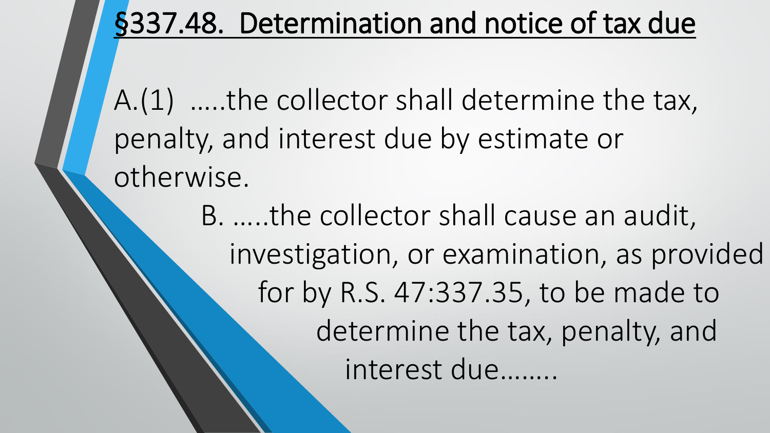# §337.48. Determination and notice of tax due

A.(1) …..the collector shall determine the tax, penalty, and interest due by estimate or otherwise.

B. …..the collector shall cause an audit, investigation, or examination, as provided for by R.S. 47:337.35, to be made to determine the tax, penalty, and interest due……..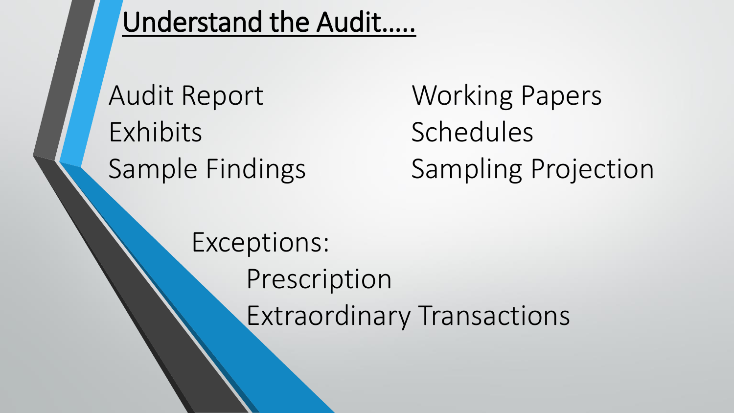# Understand the Audit.....

- Audit Report
- Exhibits
- Sample Findings
- Working Papers
- Schedules
- Sampling Projection

Exceptions:

- Prescription
- Extraordinary Transactions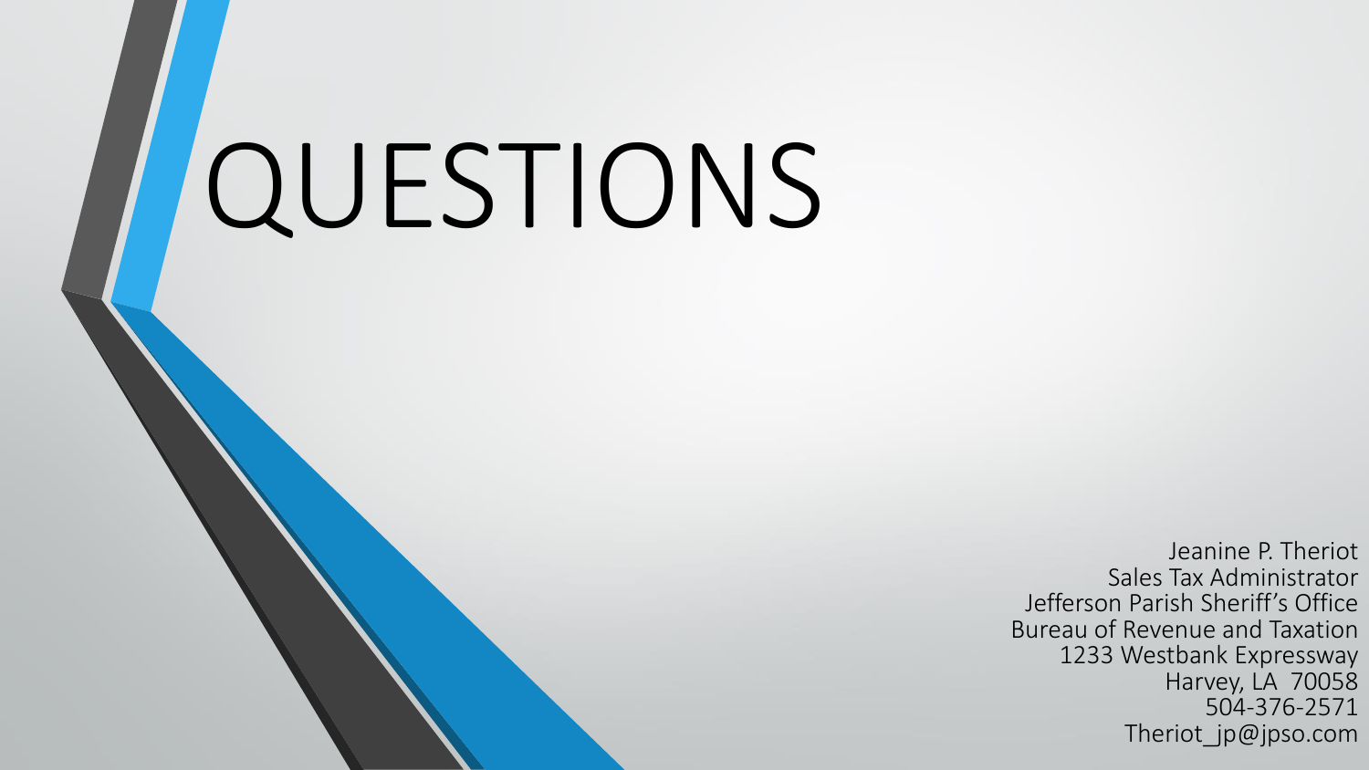# QUESTIONS

Jeanine P. Theriot
Sales Tax Administrator
Jefferson Parish Sheriff's Office
Bureau of Revenue and Taxation
1233 Westbank Expressway
Harvey, LA 70058
504-376-2571
Theriot_jp@jpso.com